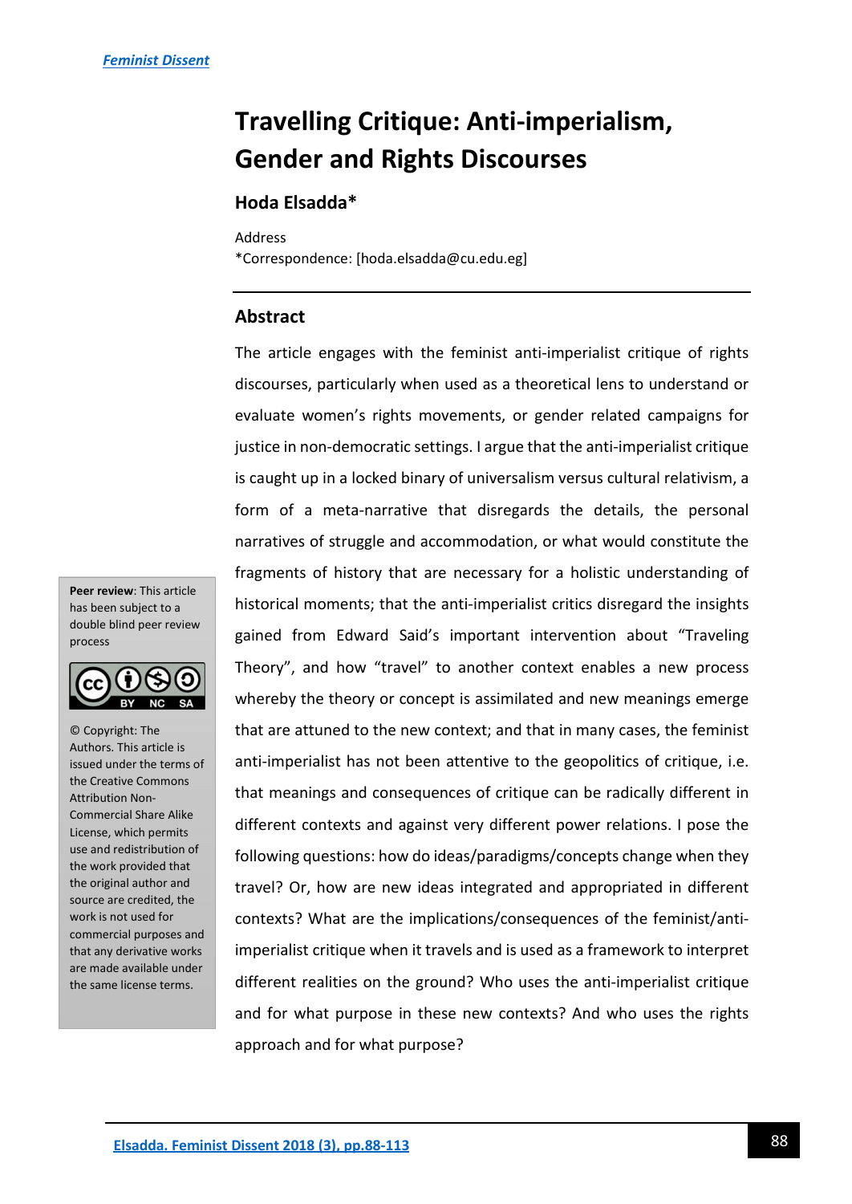# Travelling Critique: Anti-imperialism, Gender and Rights Discourses

## Hoda Elsadda*

Address
*Correspondence: [hoda.elsadda@cu.edu.eg]

## Abstract

The article engages with the feminist anti-imperialist critique of rights discourses, particularly when used as a theoretical lens to understand or evaluate women's rights movements, or gender related campaigns for justice in non-democratic settings. I argue that the anti-imperialist critique is caught up in a locked binary of universalism versus cultural relativism, a form of a meta-narrative that disregards the details, the personal narratives of struggle and accommodation, or what would constitute the fragments of history that are necessary for a holistic understanding of historical moments; that the anti-imperialist critics disregard the insights gained from Edward Said's important intervention about "Traveling Theory", and how "travel" to another context enables a new process whereby the theory or concept is assimilated and new meanings emerge that are attuned to the new context; and that in many cases, the feminist anti-imperialist has not been attentive to the geopolitics of critique, i.e. that meanings and consequences of critique can be radically different in different contexts and against very different power relations. I pose the following questions: how do ideas/paradigms/concepts change when they travel? Or, how are new ideas integrated and appropriated in different contexts? What are the implications/consequences of the feminist/anti-imperialist critique when it travels and is used as a framework to interpret different realities on the ground? Who uses the anti-imperialist critique and for what purpose in these new contexts? And who uses the rights approach and for what purpose?

**Peer review**: This article has been subject to a double blind peer review process

© Copyright: The Authors. This article is issued under the terms of the Creative Commons Attribution Non-Commercial Share Alike License, which permits use and redistribution of the work provided that the original author and source are credited, the work is not used for commercial purposes and that any derivative works are made available under the same license terms.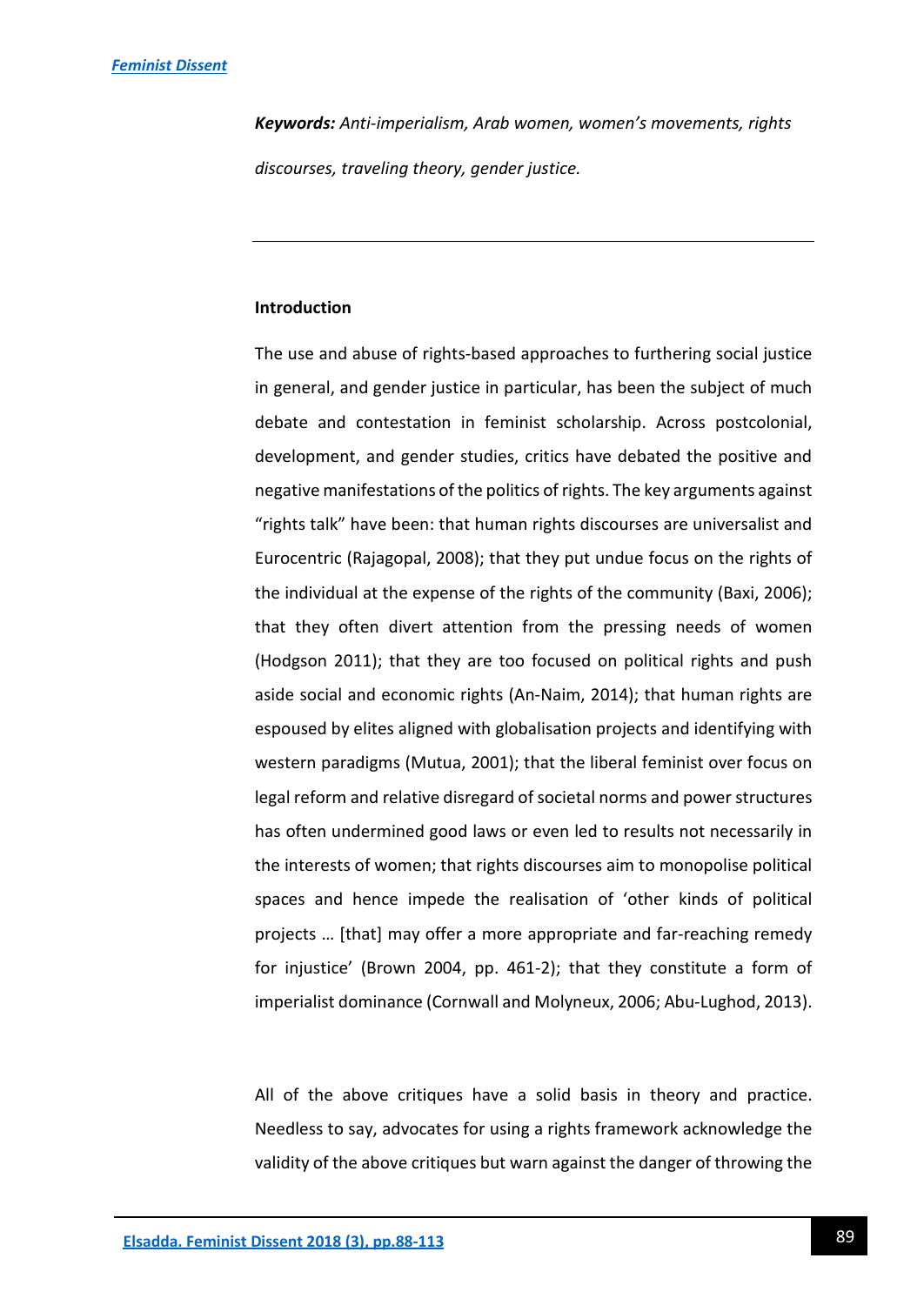***Keywords:*** *Anti-imperialism, Arab women, women's movements, rights discourses, traveling theory, gender justice.*

---

**Introduction**

The use and abuse of rights-based approaches to furthering social justice in general, and gender justice in particular, has been the subject of much debate and contestation in feminist scholarship. Across postcolonial, development, and gender studies, critics have debated the positive and negative manifestations of the politics of rights. The key arguments against "rights talk" have been: that human rights discourses are universalist and Eurocentric (Rajagopal, 2008); that they put undue focus on the rights of the individual at the expense of the rights of the community (Baxi, 2006); that they often divert attention from the pressing needs of women (Hodgson 2011); that they are too focused on political rights and push aside social and economic rights (An-Naim, 2014); that human rights are espoused by elites aligned with globalisation projects and identifying with western paradigms (Mutua, 2001); that the liberal feminist over focus on legal reform and relative disregard of societal norms and power structures has often undermined good laws or even led to results not necessarily in the interests of women; that rights discourses aim to monopolise political spaces and hence impede the realisation of 'other kinds of political projects … [that] may offer a more appropriate and far-reaching remedy for injustice' (Brown 2004, pp. 461-2); that they constitute a form of imperialist dominance (Cornwall and Molyneux, 2006; Abu-Lughod, 2013).

All of the above critiques have a solid basis in theory and practice. Needless to say, advocates for using a rights framework acknowledge the validity of the above critiques but warn against the danger of throwing the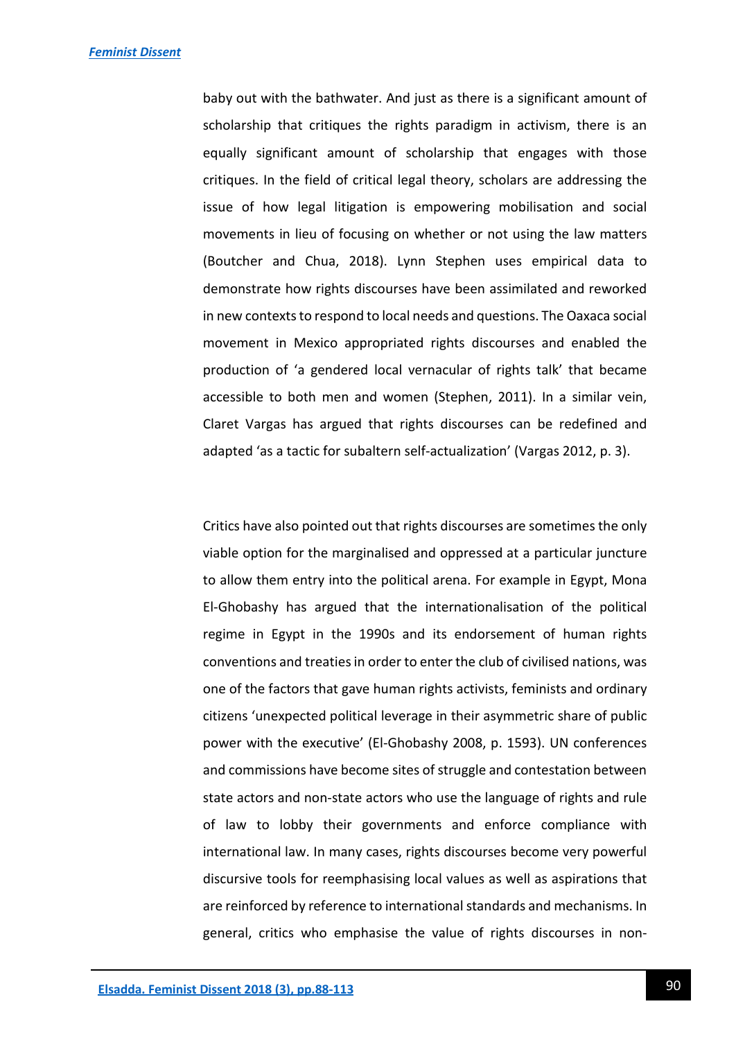baby out with the bathwater. And just as there is a significant amount of scholarship that critiques the rights paradigm in activism, there is an equally significant amount of scholarship that engages with those critiques. In the field of critical legal theory, scholars are addressing the issue of how legal litigation is empowering mobilisation and social movements in lieu of focusing on whether or not using the law matters (Boutcher and Chua, 2018). Lynn Stephen uses empirical data to demonstrate how rights discourses have been assimilated and reworked in new contexts to respond to local needs and questions. The Oaxaca social movement in Mexico appropriated rights discourses and enabled the production of 'a gendered local vernacular of rights talk' that became accessible to both men and women (Stephen, 2011). In a similar vein, Claret Vargas has argued that rights discourses can be redefined and adapted 'as a tactic for subaltern self-actualization' (Vargas 2012, p. 3).

Critics have also pointed out that rights discourses are sometimes the only viable option for the marginalised and oppressed at a particular juncture to allow them entry into the political arena. For example in Egypt, Mona El-Ghobashy has argued that the internationalisation of the political regime in Egypt in the 1990s and its endorsement of human rights conventions and treaties in order to enter the club of civilised nations, was one of the factors that gave human rights activists, feminists and ordinary citizens 'unexpected political leverage in their asymmetric share of public power with the executive' (El-Ghobashy 2008, p. 1593). UN conferences and commissions have become sites of struggle and contestation between state actors and non-state actors who use the language of rights and rule of law to lobby their governments and enforce compliance with international law. In many cases, rights discourses become very powerful discursive tools for reemphasising local values as well as aspirations that are reinforced by reference to international standards and mechanisms. In general, critics who emphasise the value of rights discourses in non-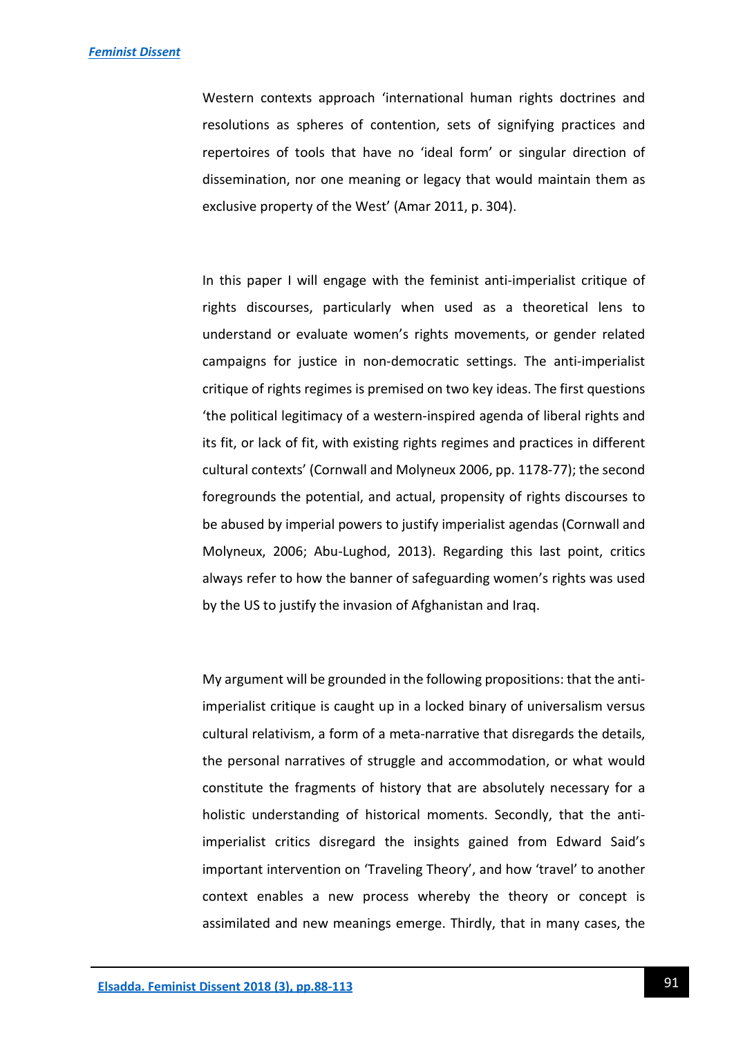Western contexts approach 'international human rights doctrines and resolutions as spheres of contention, sets of signifying practices and repertoires of tools that have no 'ideal form' or singular direction of dissemination, nor one meaning or legacy that would maintain them as exclusive property of the West' (Amar 2011, p. 304).

In this paper I will engage with the feminist anti-imperialist critique of rights discourses, particularly when used as a theoretical lens to understand or evaluate women's rights movements, or gender related campaigns for justice in non-democratic settings. The anti-imperialist critique of rights regimes is premised on two key ideas. The first questions 'the political legitimacy of a western-inspired agenda of liberal rights and its fit, or lack of fit, with existing rights regimes and practices in different cultural contexts' (Cornwall and Molyneux 2006, pp. 1178-77); the second foregrounds the potential, and actual, propensity of rights discourses to be abused by imperial powers to justify imperialist agendas (Cornwall and Molyneux, 2006; Abu-Lughod, 2013). Regarding this last point, critics always refer to how the banner of safeguarding women's rights was used by the US to justify the invasion of Afghanistan and Iraq.

My argument will be grounded in the following propositions: that the anti-imperialist critique is caught up in a locked binary of universalism versus cultural relativism, a form of a meta-narrative that disregards the details, the personal narratives of struggle and accommodation, or what would constitute the fragments of history that are absolutely necessary for a holistic understanding of historical moments. Secondly, that the anti-imperialist critics disregard the insights gained from Edward Said's important intervention on 'Traveling Theory', and how 'travel' to another context enables a new process whereby the theory or concept is assimilated and new meanings emerge. Thirdly, that in many cases, the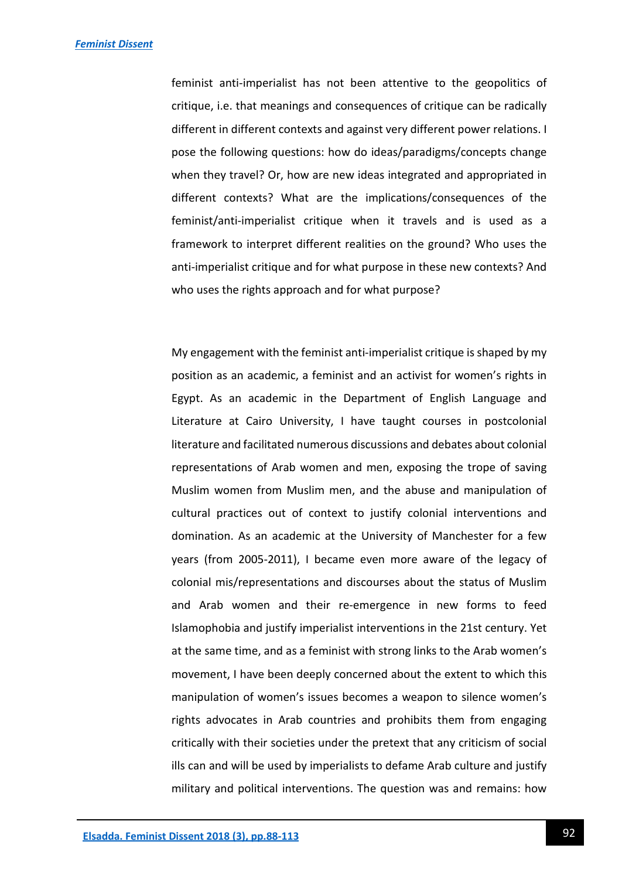feminist anti-imperialist has not been attentive to the geopolitics of critique, i.e. that meanings and consequences of critique can be radically different in different contexts and against very different power relations. I pose the following questions: how do ideas/paradigms/concepts change when they travel? Or, how are new ideas integrated and appropriated in different contexts? What are the implications/consequences of the feminist/anti-imperialist critique when it travels and is used as a framework to interpret different realities on the ground? Who uses the anti-imperialist critique and for what purpose in these new contexts? And who uses the rights approach and for what purpose?

My engagement with the feminist anti-imperialist critique is shaped by my position as an academic, a feminist and an activist for women's rights in Egypt. As an academic in the Department of English Language and Literature at Cairo University, I have taught courses in postcolonial literature and facilitated numerous discussions and debates about colonial representations of Arab women and men, exposing the trope of saving Muslim women from Muslim men, and the abuse and manipulation of cultural practices out of context to justify colonial interventions and domination. As an academic at the University of Manchester for a few years (from 2005-2011), I became even more aware of the legacy of colonial mis/representations and discourses about the status of Muslim and Arab women and their re-emergence in new forms to feed Islamophobia and justify imperialist interventions in the 21st century. Yet at the same time, and as a feminist with strong links to the Arab women's movement, I have been deeply concerned about the extent to which this manipulation of women's issues becomes a weapon to silence women's rights advocates in Arab countries and prohibits them from engaging critically with their societies under the pretext that any criticism of social ills can and will be used by imperialists to defame Arab culture and justify military and political interventions. The question was and remains: how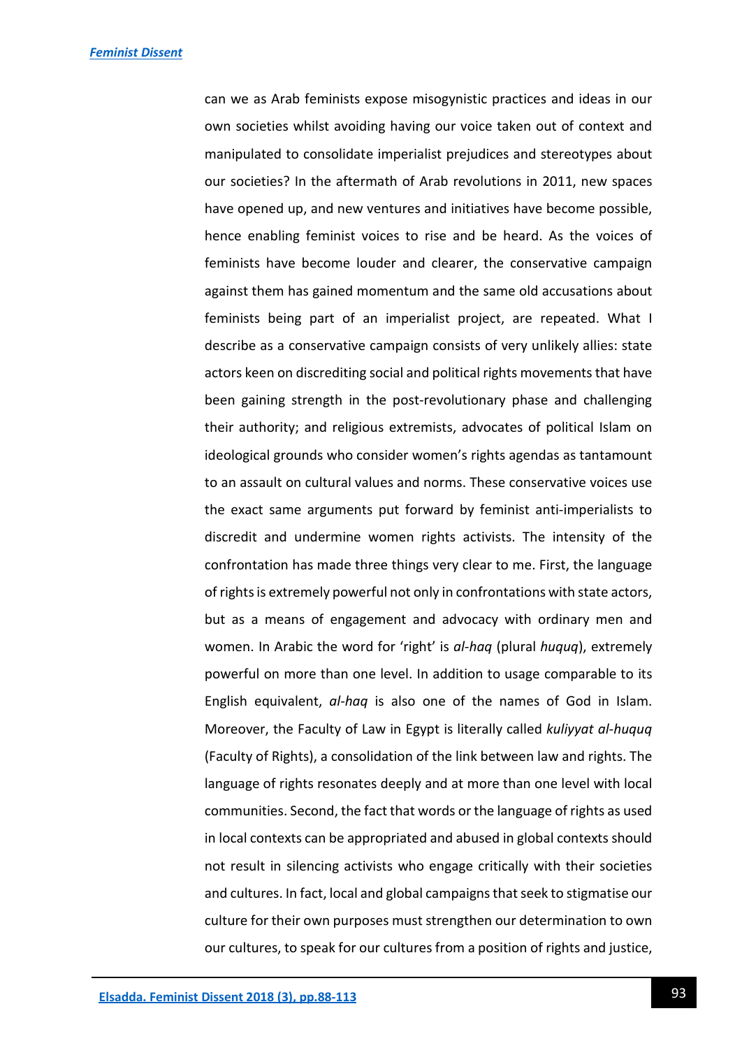can we as Arab feminists expose misogynistic practices and ideas in our own societies whilst avoiding having our voice taken out of context and manipulated to consolidate imperialist prejudices and stereotypes about our societies? In the aftermath of Arab revolutions in 2011, new spaces have opened up, and new ventures and initiatives have become possible, hence enabling feminist voices to rise and be heard. As the voices of feminists have become louder and clearer, the conservative campaign against them has gained momentum and the same old accusations about feminists being part of an imperialist project, are repeated. What I describe as a conservative campaign consists of very unlikely allies: state actors keen on discrediting social and political rights movements that have been gaining strength in the post-revolutionary phase and challenging their authority; and religious extremists, advocates of political Islam on ideological grounds who consider women's rights agendas as tantamount to an assault on cultural values and norms. These conservative voices use the exact same arguments put forward by feminist anti-imperialists to discredit and undermine women rights activists. The intensity of the confrontation has made three things very clear to me. First, the language of rights is extremely powerful not only in confrontations with state actors, but as a means of engagement and advocacy with ordinary men and women. In Arabic the word for 'right' is *al-haq* (plural *huquq*), extremely powerful on more than one level. In addition to usage comparable to its English equivalent, *al-haq* is also one of the names of God in Islam. Moreover, the Faculty of Law in Egypt is literally called *kuliyyat al-huquq* (Faculty of Rights), a consolidation of the link between law and rights. The language of rights resonates deeply and at more than one level with local communities. Second, the fact that words or the language of rights as used in local contexts can be appropriated and abused in global contexts should not result in silencing activists who engage critically with their societies and cultures. In fact, local and global campaigns that seek to stigmatise our culture for their own purposes must strengthen our determination to own our cultures, to speak for our cultures from a position of rights and justice,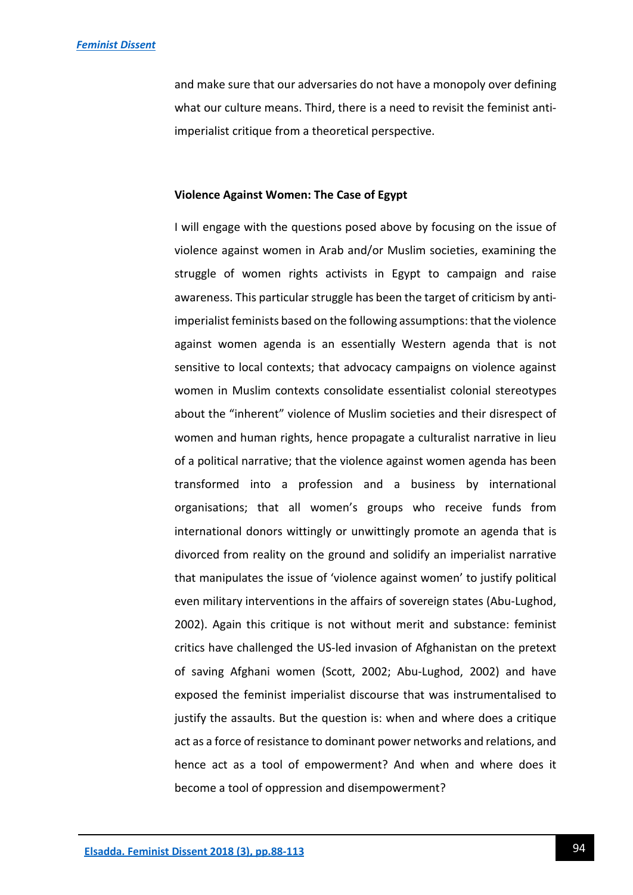and make sure that our adversaries do not have a monopoly over defining what our culture means. Third, there is a need to revisit the feminist anti-imperialist critique from a theoretical perspective.

## Violence Against Women: The Case of Egypt

I will engage with the questions posed above by focusing on the issue of violence against women in Arab and/or Muslim societies, examining the struggle of women rights activists in Egypt to campaign and raise awareness. This particular struggle has been the target of criticism by anti-imperialist feminists based on the following assumptions: that the violence against women agenda is an essentially Western agenda that is not sensitive to local contexts; that advocacy campaigns on violence against women in Muslim contexts consolidate essentialist colonial stereotypes about the "inherent" violence of Muslim societies and their disrespect of women and human rights, hence propagate a culturalist narrative in lieu of a political narrative; that the violence against women agenda has been transformed into a profession and a business by international organisations; that all women's groups who receive funds from international donors wittingly or unwittingly promote an agenda that is divorced from reality on the ground and solidify an imperialist narrative that manipulates the issue of 'violence against women' to justify political even military interventions in the affairs of sovereign states (Abu-Lughod, 2002). Again this critique is not without merit and substance: feminist critics have challenged the US-led invasion of Afghanistan on the pretext of saving Afghani women (Scott, 2002; Abu-Lughod, 2002) and have exposed the feminist imperialist discourse that was instrumentalised to justify the assaults. But the question is: when and where does a critique act as a force of resistance to dominant power networks and relations, and hence act as a tool of empowerment? And when and where does it become a tool of oppression and disempowerment?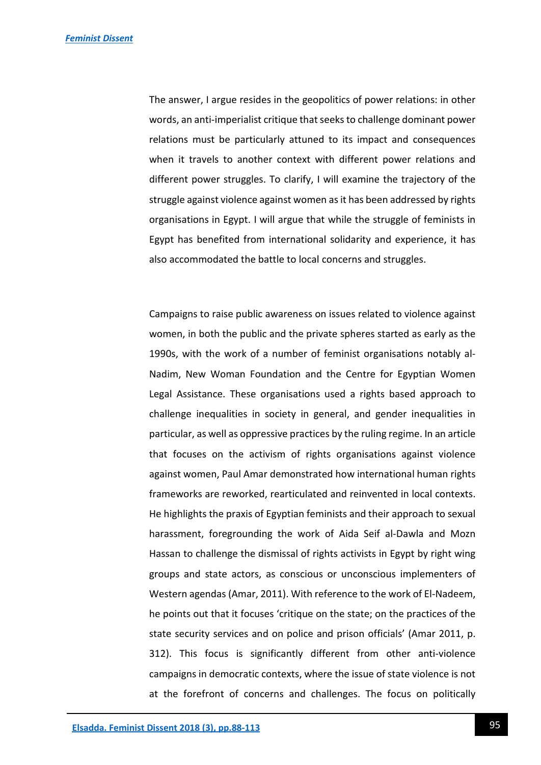The answer, I argue resides in the geopolitics of power relations: in other words, an anti-imperialist critique that seeks to challenge dominant power relations must be particularly attuned to its impact and consequences when it travels to another context with different power relations and different power struggles. To clarify, I will examine the trajectory of the struggle against violence against women as it has been addressed by rights organisations in Egypt. I will argue that while the struggle of feminists in Egypt has benefited from international solidarity and experience, it has also accommodated the battle to local concerns and struggles.

Campaigns to raise public awareness on issues related to violence against women, in both the public and the private spheres started as early as the 1990s, with the work of a number of feminist organisations notably al-Nadim, New Woman Foundation and the Centre for Egyptian Women Legal Assistance. These organisations used a rights based approach to challenge inequalities in society in general, and gender inequalities in particular, as well as oppressive practices by the ruling regime. In an article that focuses on the activism of rights organisations against violence against women, Paul Amar demonstrated how international human rights frameworks are reworked, rearticulated and reinvented in local contexts. He highlights the praxis of Egyptian feminists and their approach to sexual harassment, foregrounding the work of Aida Seif al-Dawla and Mozn Hassan to challenge the dismissal of rights activists in Egypt by right wing groups and state actors, as conscious or unconscious implementers of Western agendas (Amar, 2011). With reference to the work of El-Nadeem, he points out that it focuses 'critique on the state; on the practices of the state security services and on police and prison officials' (Amar 2011, p. 312). This focus is significantly different from other anti-violence campaigns in democratic contexts, where the issue of state violence is not at the forefront of concerns and challenges. The focus on politically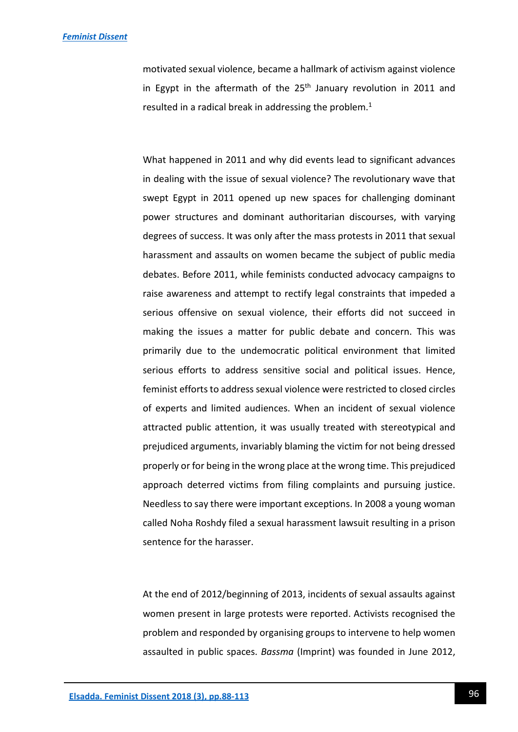motivated sexual violence, became a hallmark of activism against violence in Egypt in the aftermath of the 25th January revolution in 2011 and resulted in a radical break in addressing the problem.[1]

What happened in 2011 and why did events lead to significant advances in dealing with the issue of sexual violence? The revolutionary wave that swept Egypt in 2011 opened up new spaces for challenging dominant power structures and dominant authoritarian discourses, with varying degrees of success. It was only after the mass protests in 2011 that sexual harassment and assaults on women became the subject of public media debates. Before 2011, while feminists conducted advocacy campaigns to raise awareness and attempt to rectify legal constraints that impeded a serious offensive on sexual violence, their efforts did not succeed in making the issues a matter for public debate and concern. This was primarily due to the undemocratic political environment that limited serious efforts to address sensitive social and political issues. Hence, feminist efforts to address sexual violence were restricted to closed circles of experts and limited audiences. When an incident of sexual violence attracted public attention, it was usually treated with stereotypical and prejudiced arguments, invariably blaming the victim for not being dressed properly or for being in the wrong place at the wrong time. This prejudiced approach deterred victims from filing complaints and pursuing justice. Needless to say there were important exceptions. In 2008 a young woman called Noha Roshdy filed a sexual harassment lawsuit resulting in a prison sentence for the harasser.

At the end of 2012/beginning of 2013, incidents of sexual assaults against women present in large protests were reported. Activists recognised the problem and responded by organising groups to intervene to help women assaulted in public spaces. *Bassma* (Imprint) was founded in June 2012,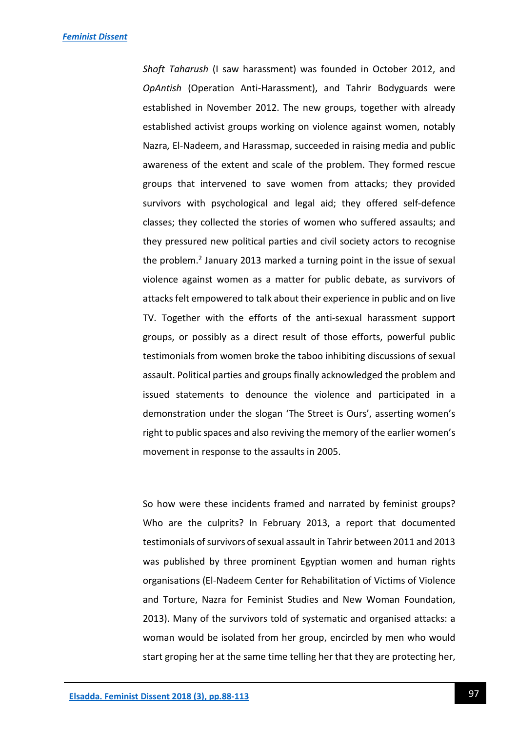*Shoft Taharush* (I saw harassment) was founded in October 2012, and *OpAntish* (Operation Anti-Harassment), and Tahrir Bodyguards were established in November 2012. The new groups, together with already established activist groups working on violence against women, notably Nazra*,* El-Nadeem, and Harassmap, succeeded in raising media and public awareness of the extent and scale of the problem. They formed rescue groups that intervened to save women from attacks; they provided survivors with psychological and legal aid; they offered self-defence classes; they collected the stories of women who suffered assaults; and they pressured new political parties and civil society actors to recognise the problem.[2] January 2013 marked a turning point in the issue of sexual violence against women as a matter for public debate, as survivors of attacks felt empowered to talk about their experience in public and on live TV. Together with the efforts of the anti-sexual harassment support groups, or possibly as a direct result of those efforts, powerful public testimonials from women broke the taboo inhibiting discussions of sexual assault. Political parties and groups finally acknowledged the problem and issued statements to denounce the violence and participated in a demonstration under the slogan 'The Street is Ours', asserting women's right to public spaces and also reviving the memory of the earlier women's movement in response to the assaults in 2005.

So how were these incidents framed and narrated by feminist groups? Who are the culprits? In February 2013, a report that documented testimonials of survivors of sexual assault in Tahrir between 2011 and 2013 was published by three prominent Egyptian women and human rights organisations (El-Nadeem Center for Rehabilitation of Victims of Violence and Torture, Nazra for Feminist Studies and New Woman Foundation, 2013). Many of the survivors told of systematic and organised attacks: a woman would be isolated from her group, encircled by men who would start groping her at the same time telling her that they are protecting her,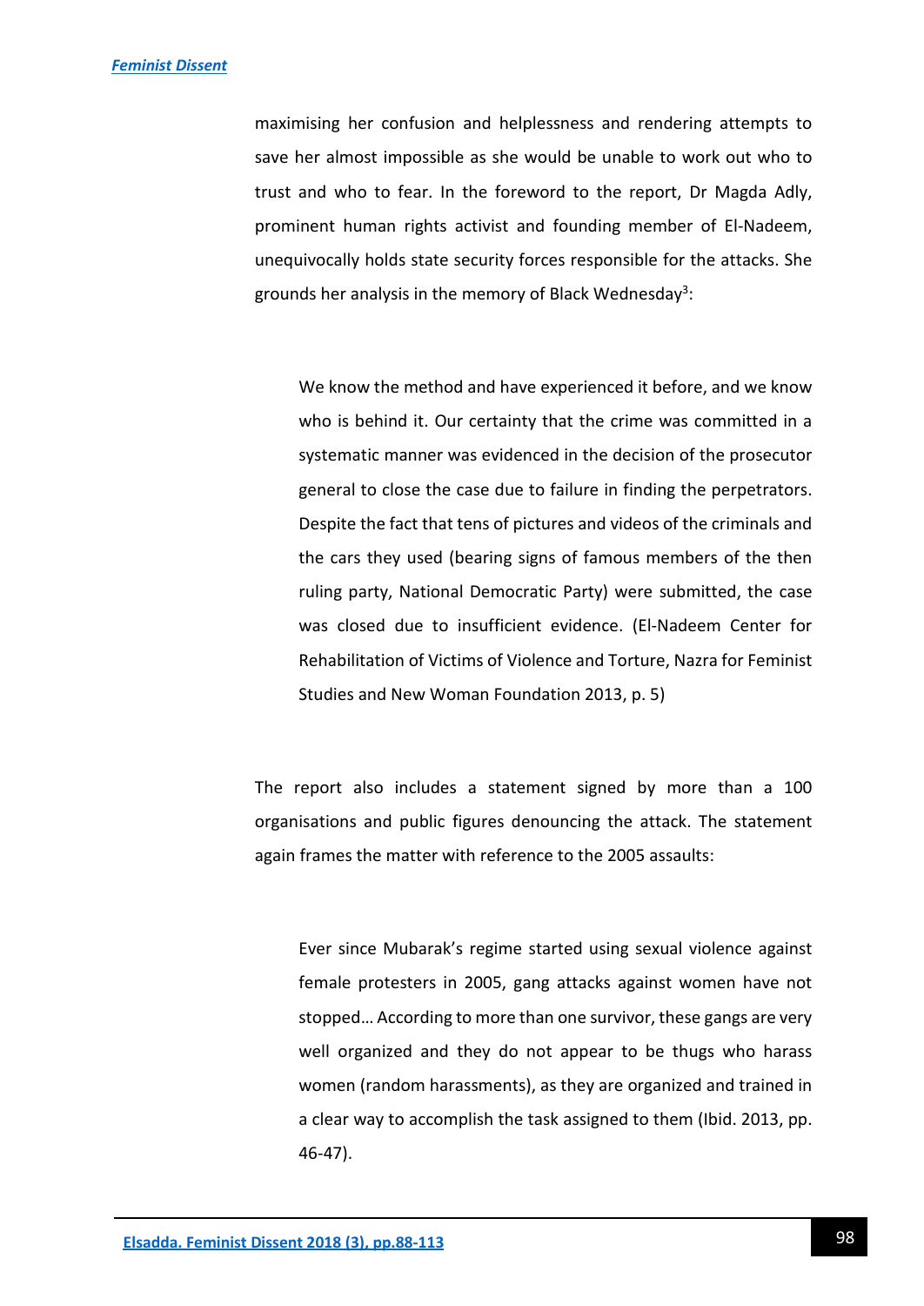maximising her confusion and helplessness and rendering attempts to save her almost impossible as she would be unable to work out who to trust and who to fear. In the foreword to the report, Dr Magda Adly, prominent human rights activist and founding member of El-Nadeem, unequivocally holds state security forces responsible for the attacks. She grounds her analysis in the memory of Black Wednesday[3]:

> We know the method and have experienced it before, and we know who is behind it. Our certainty that the crime was committed in a systematic manner was evidenced in the decision of the prosecutor general to close the case due to failure in finding the perpetrators. Despite the fact that tens of pictures and videos of the criminals and the cars they used (bearing signs of famous members of the then ruling party, National Democratic Party) were submitted, the case was closed due to insufficient evidence. (El-Nadeem Center for Rehabilitation of Victims of Violence and Torture, Nazra for Feminist Studies and New Woman Foundation 2013, p. 5)

The report also includes a statement signed by more than a 100 organisations and public figures denouncing the attack. The statement again frames the matter with reference to the 2005 assaults:

> Ever since Mubarak's regime started using sexual violence against female protesters in 2005, gang attacks against women have not stopped… According to more than one survivor, these gangs are very well organized and they do not appear to be thugs who harass women (random harassments), as they are organized and trained in a clear way to accomplish the task assigned to them (Ibid. 2013, pp. 46-47).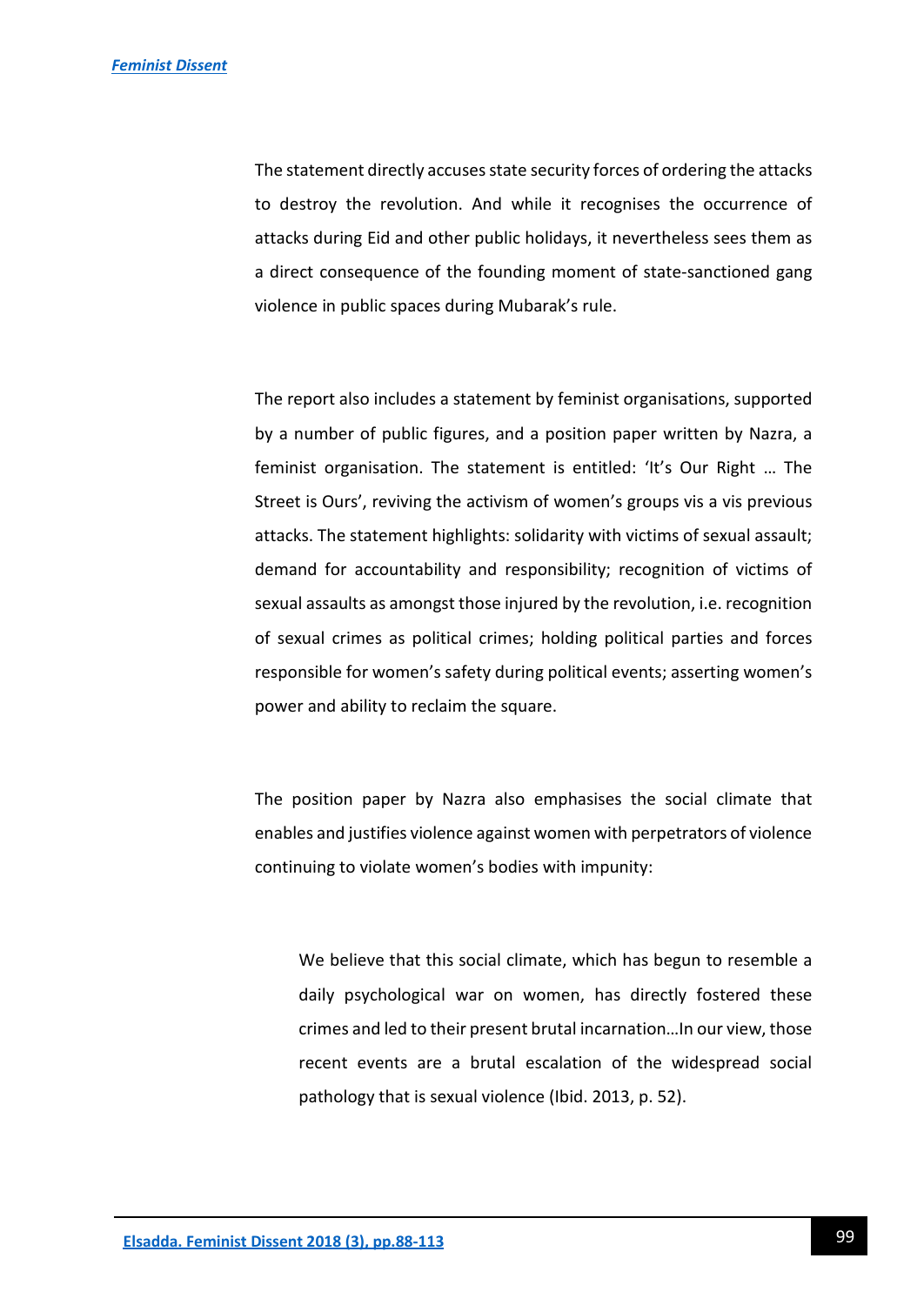The statement directly accuses state security forces of ordering the attacks to destroy the revolution. And while it recognises the occurrence of attacks during Eid and other public holidays, it nevertheless sees them as a direct consequence of the founding moment of state-sanctioned gang violence in public spaces during Mubarak's rule.

The report also includes a statement by feminist organisations, supported by a number of public figures, and a position paper written by Nazra, a feminist organisation. The statement is entitled: 'It's Our Right … The Street is Ours', reviving the activism of women's groups vis a vis previous attacks. The statement highlights: solidarity with victims of sexual assault; demand for accountability and responsibility; recognition of victims of sexual assaults as amongst those injured by the revolution, i.e. recognition of sexual crimes as political crimes; holding political parties and forces responsible for women's safety during political events; asserting women's power and ability to reclaim the square.

The position paper by Nazra also emphasises the social climate that enables and justifies violence against women with perpetrators of violence continuing to violate women's bodies with impunity:

> We believe that this social climate, which has begun to resemble a daily psychological war on women, has directly fostered these crimes and led to their present brutal incarnation…In our view, those recent events are a brutal escalation of the widespread social pathology that is sexual violence (Ibid. 2013, p. 52).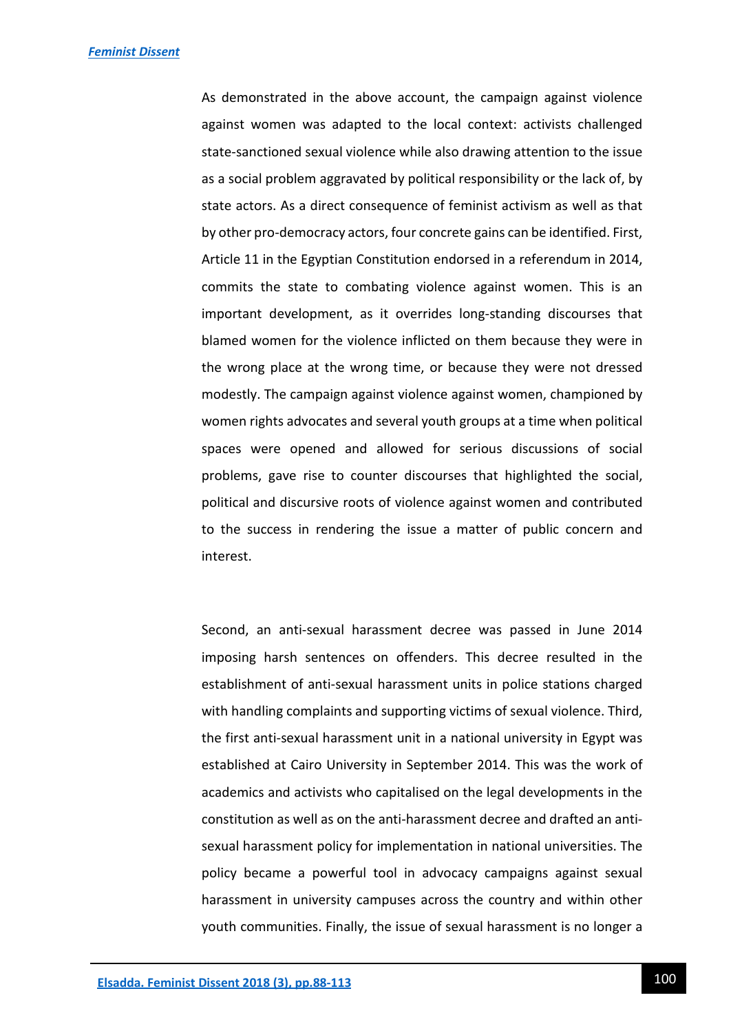As demonstrated in the above account, the campaign against violence against women was adapted to the local context: activists challenged state-sanctioned sexual violence while also drawing attention to the issue as a social problem aggravated by political responsibility or the lack of, by state actors. As a direct consequence of feminist activism as well as that by other pro-democracy actors, four concrete gains can be identified. First, Article 11 in the Egyptian Constitution endorsed in a referendum in 2014, commits the state to combating violence against women. This is an important development, as it overrides long-standing discourses that blamed women for the violence inflicted on them because they were in the wrong place at the wrong time, or because they were not dressed modestly. The campaign against violence against women, championed by women rights advocates and several youth groups at a time when political spaces were opened and allowed for serious discussions of social problems, gave rise to counter discourses that highlighted the social, political and discursive roots of violence against women and contributed to the success in rendering the issue a matter of public concern and interest.

Second, an anti-sexual harassment decree was passed in June 2014 imposing harsh sentences on offenders. This decree resulted in the establishment of anti-sexual harassment units in police stations charged with handling complaints and supporting victims of sexual violence. Third, the first anti-sexual harassment unit in a national university in Egypt was established at Cairo University in September 2014. This was the work of academics and activists who capitalised on the legal developments in the constitution as well as on the anti-harassment decree and drafted an anti-sexual harassment policy for implementation in national universities. The policy became a powerful tool in advocacy campaigns against sexual harassment in university campuses across the country and within other youth communities. Finally, the issue of sexual harassment is no longer a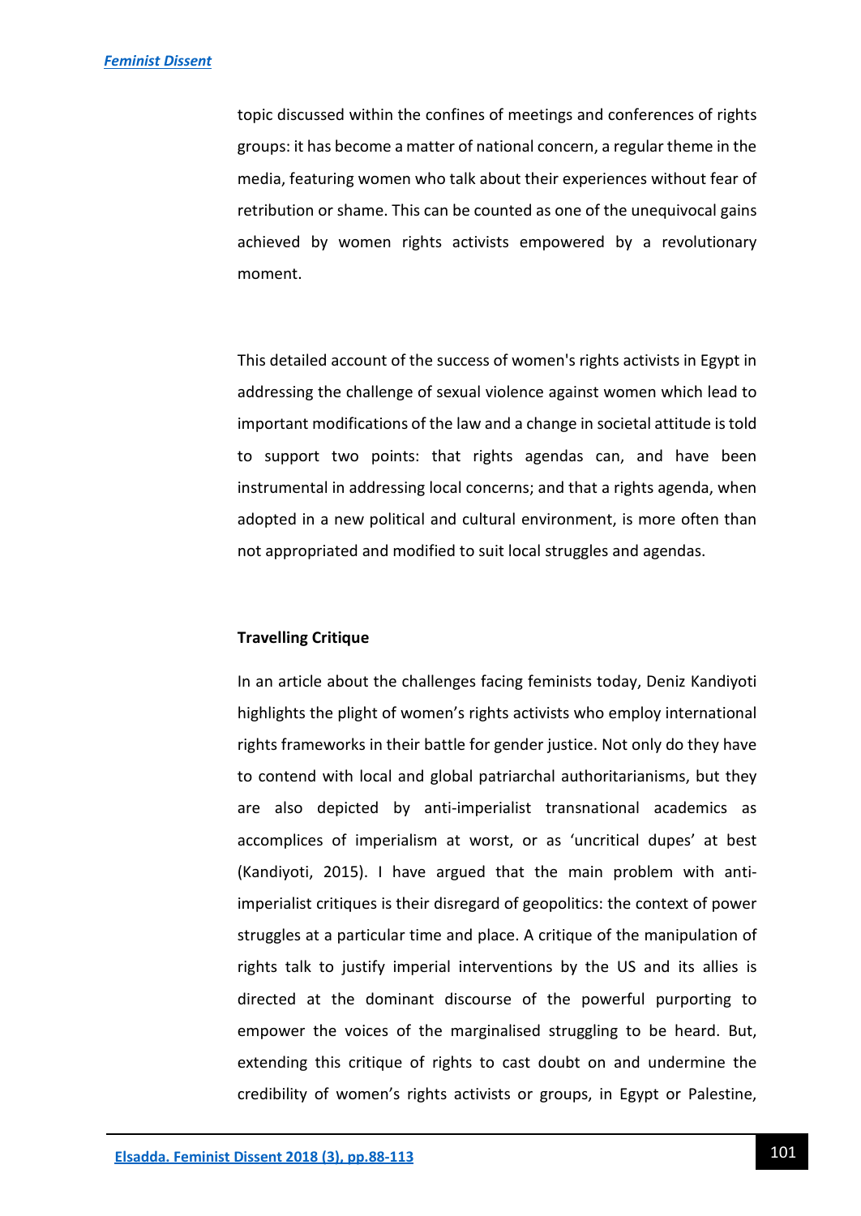topic discussed within the confines of meetings and conferences of rights groups: it has become a matter of national concern, a regular theme in the media, featuring women who talk about their experiences without fear of retribution or shame. This can be counted as one of the unequivocal gains achieved by women rights activists empowered by a revolutionary moment.

This detailed account of the success of women's rights activists in Egypt in addressing the challenge of sexual violence against women which lead to important modifications of the law and a change in societal attitude is told to support two points: that rights agendas can, and have been instrumental in addressing local concerns; and that a rights agenda, when adopted in a new political and cultural environment, is more often than not appropriated and modified to suit local struggles and agendas.

**Travelling Critique**

In an article about the challenges facing feminists today, Deniz Kandiyoti highlights the plight of women's rights activists who employ international rights frameworks in their battle for gender justice. Not only do they have to contend with local and global patriarchal authoritarianisms, but they are also depicted by anti-imperialist transnational academics as accomplices of imperialism at worst, or as 'uncritical dupes' at best (Kandiyoti, 2015). I have argued that the main problem with anti-imperialist critiques is their disregard of geopolitics: the context of power struggles at a particular time and place. A critique of the manipulation of rights talk to justify imperial interventions by the US and its allies is directed at the dominant discourse of the powerful purporting to empower the voices of the marginalised struggling to be heard. But, extending this critique of rights to cast doubt on and undermine the credibility of women's rights activists or groups, in Egypt or Palestine,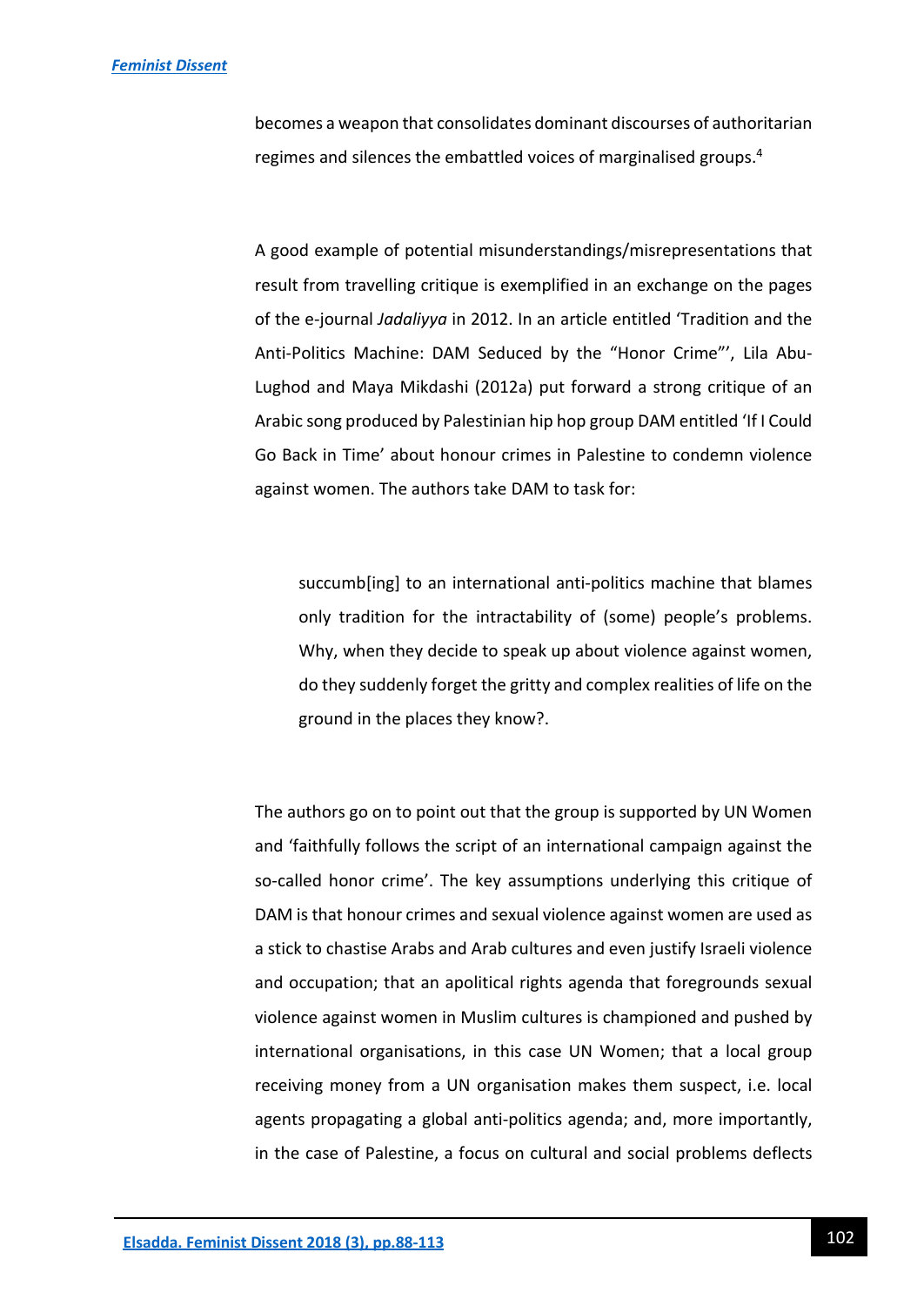becomes a weapon that consolidates dominant discourses of authoritarian regimes and silences the embattled voices of marginalised groups.[4]

A good example of potential misunderstandings/misrepresentations that result from travelling critique is exemplified in an exchange on the pages of the e-journal *Jadaliyya* in 2012. In an article entitled 'Tradition and the Anti-Politics Machine: DAM Seduced by the "Honor Crime"', Lila Abu-Lughod and Maya Mikdashi (2012a) put forward a strong critique of an Arabic song produced by Palestinian hip hop group DAM entitled 'If I Could Go Back in Time' about honour crimes in Palestine to condemn violence against women. The authors take DAM to task for:

> succumb[ing] to an international anti-politics machine that blames only tradition for the intractability of (some) people's problems. Why, when they decide to speak up about violence against women, do they suddenly forget the gritty and complex realities of life on the ground in the places they know?.

The authors go on to point out that the group is supported by UN Women and 'faithfully follows the script of an international campaign against the so-called honor crime'. The key assumptions underlying this critique of DAM is that honour crimes and sexual violence against women are used as a stick to chastise Arabs and Arab cultures and even justify Israeli violence and occupation; that an apolitical rights agenda that foregrounds sexual violence against women in Muslim cultures is championed and pushed by international organisations, in this case UN Women; that a local group receiving money from a UN organisation makes them suspect, i.e. local agents propagating a global anti-politics agenda; and, more importantly, in the case of Palestine, a focus on cultural and social problems deflects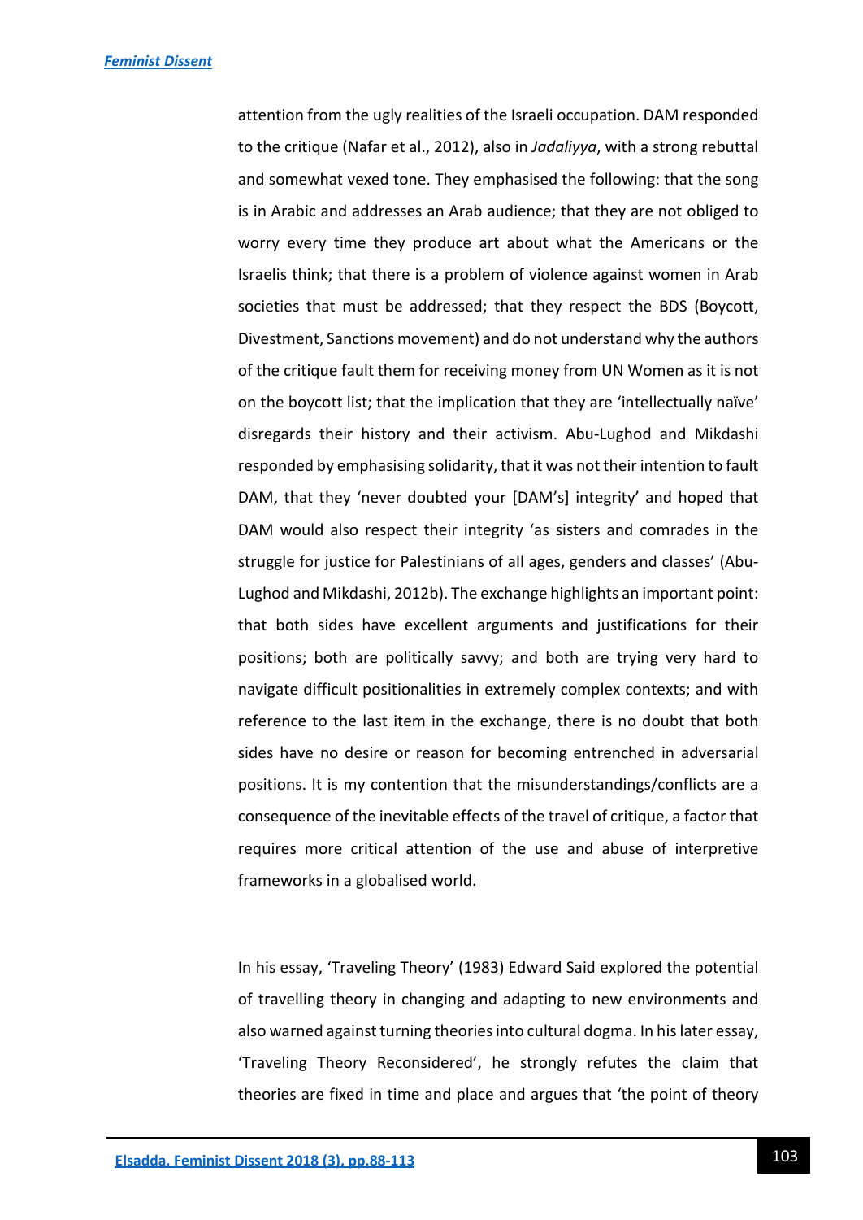attention from the ugly realities of the Israeli occupation. DAM responded to the critique (Nafar et al., 2012), also in *Jadaliyya*, with a strong rebuttal and somewhat vexed tone. They emphasised the following: that the song is in Arabic and addresses an Arab audience; that they are not obliged to worry every time they produce art about what the Americans or the Israelis think; that there is a problem of violence against women in Arab societies that must be addressed; that they respect the BDS (Boycott, Divestment, Sanctions movement) and do not understand why the authors of the critique fault them for receiving money from UN Women as it is not on the boycott list; that the implication that they are 'intellectually naïve' disregards their history and their activism. Abu-Lughod and Mikdashi responded by emphasising solidarity, that it was not their intention to fault DAM, that they 'never doubted your [DAM's] integrity' and hoped that DAM would also respect their integrity 'as sisters and comrades in the struggle for justice for Palestinians of all ages, genders and classes' (Abu-Lughod and Mikdashi, 2012b). The exchange highlights an important point: that both sides have excellent arguments and justifications for their positions; both are politically savvy; and both are trying very hard to navigate difficult positionalities in extremely complex contexts; and with reference to the last item in the exchange, there is no doubt that both sides have no desire or reason for becoming entrenched in adversarial positions. It is my contention that the misunderstandings/conflicts are a consequence of the inevitable effects of the travel of critique, a factor that requires more critical attention of the use and abuse of interpretive frameworks in a globalised world.

In his essay, 'Traveling Theory' (1983) Edward Said explored the potential of travelling theory in changing and adapting to new environments and also warned against turning theories into cultural dogma. In his later essay, 'Traveling Theory Reconsidered', he strongly refutes the claim that theories are fixed in time and place and argues that 'the point of theory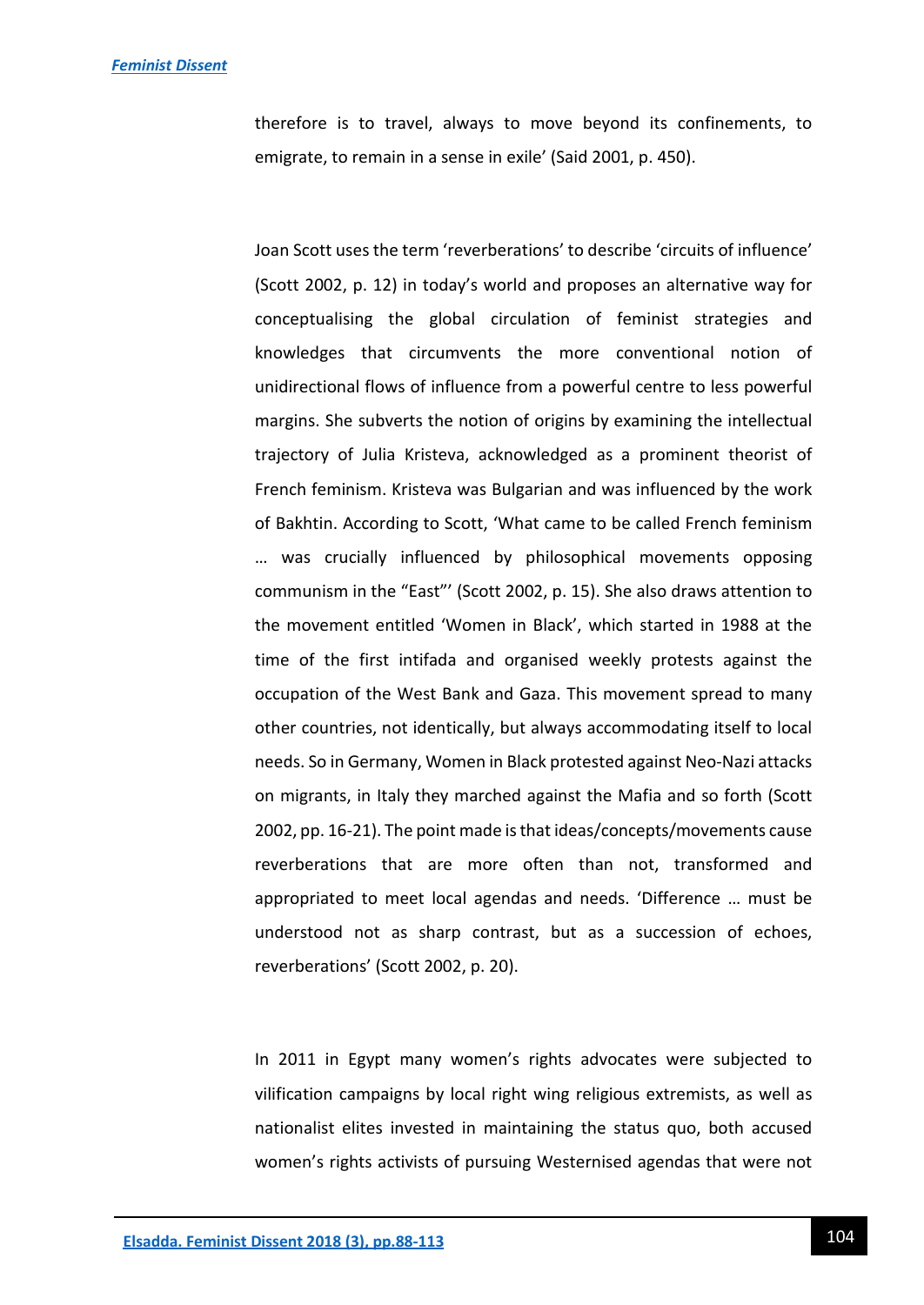therefore is to travel, always to move beyond its confinements, to emigrate, to remain in a sense in exile' (Said 2001, p. 450).

Joan Scott uses the term 'reverberations' to describe 'circuits of influence' (Scott 2002, p. 12) in today's world and proposes an alternative way for conceptualising the global circulation of feminist strategies and knowledges that circumvents the more conventional notion of unidirectional flows of influence from a powerful centre to less powerful margins. She subverts the notion of origins by examining the intellectual trajectory of Julia Kristeva, acknowledged as a prominent theorist of French feminism. Kristeva was Bulgarian and was influenced by the work of Bakhtin. According to Scott, 'What came to be called French feminism … was crucially influenced by philosophical movements opposing communism in the "East"' (Scott 2002, p. 15). She also draws attention to the movement entitled 'Women in Black', which started in 1988 at the time of the first intifada and organised weekly protests against the occupation of the West Bank and Gaza. This movement spread to many other countries, not identically, but always accommodating itself to local needs. So in Germany, Women in Black protested against Neo-Nazi attacks on migrants, in Italy they marched against the Mafia and so forth (Scott 2002, pp. 16-21). The point made is that ideas/concepts/movements cause reverberations that are more often than not, transformed and appropriated to meet local agendas and needs. 'Difference … must be understood not as sharp contrast, but as a succession of echoes, reverberations' (Scott 2002, p. 20).

In 2011 in Egypt many women's rights advocates were subjected to vilification campaigns by local right wing religious extremists, as well as nationalist elites invested in maintaining the status quo, both accused women's rights activists of pursuing Westernised agendas that were not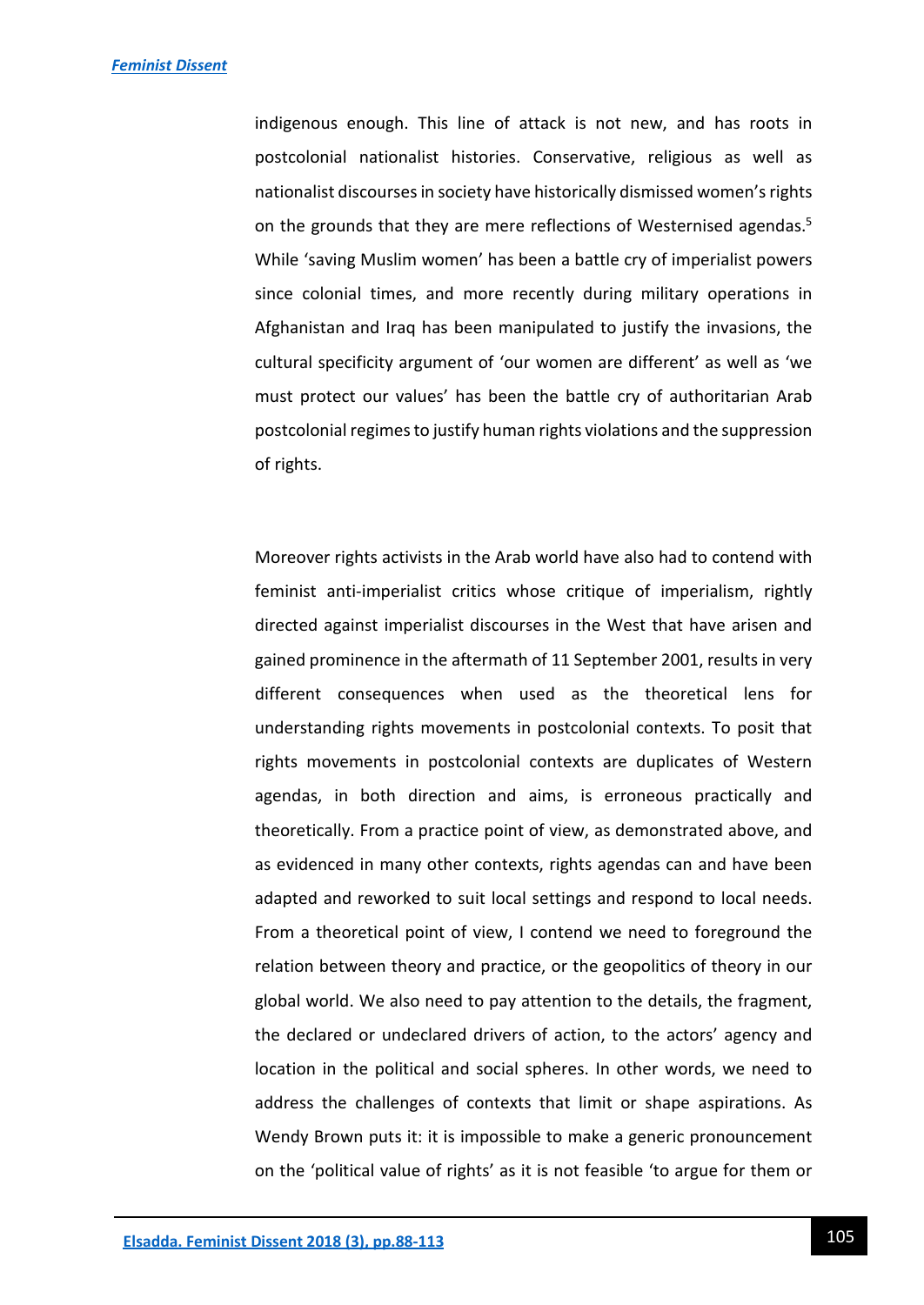indigenous enough. This line of attack is not new, and has roots in postcolonial nationalist histories. Conservative, religious as well as nationalist discourses in society have historically dismissed women's rights on the grounds that they are mere reflections of Westernised agendas.[5] While 'saving Muslim women' has been a battle cry of imperialist powers since colonial times, and more recently during military operations in Afghanistan and Iraq has been manipulated to justify the invasions, the cultural specificity argument of 'our women are different' as well as 'we must protect our values' has been the battle cry of authoritarian Arab postcolonial regimes to justify human rights violations and the suppression of rights.

Moreover rights activists in the Arab world have also had to contend with feminist anti-imperialist critics whose critique of imperialism, rightly directed against imperialist discourses in the West that have arisen and gained prominence in the aftermath of 11 September 2001, results in very different consequences when used as the theoretical lens for understanding rights movements in postcolonial contexts. To posit that rights movements in postcolonial contexts are duplicates of Western agendas, in both direction and aims, is erroneous practically and theoretically. From a practice point of view, as demonstrated above, and as evidenced in many other contexts, rights agendas can and have been adapted and reworked to suit local settings and respond to local needs. From a theoretical point of view, I contend we need to foreground the relation between theory and practice, or the geopolitics of theory in our global world. We also need to pay attention to the details, the fragment, the declared or undeclared drivers of action, to the actors' agency and location in the political and social spheres. In other words, we need to address the challenges of contexts that limit or shape aspirations. As Wendy Brown puts it: it is impossible to make a generic pronouncement on the 'political value of rights' as it is not feasible 'to argue for them or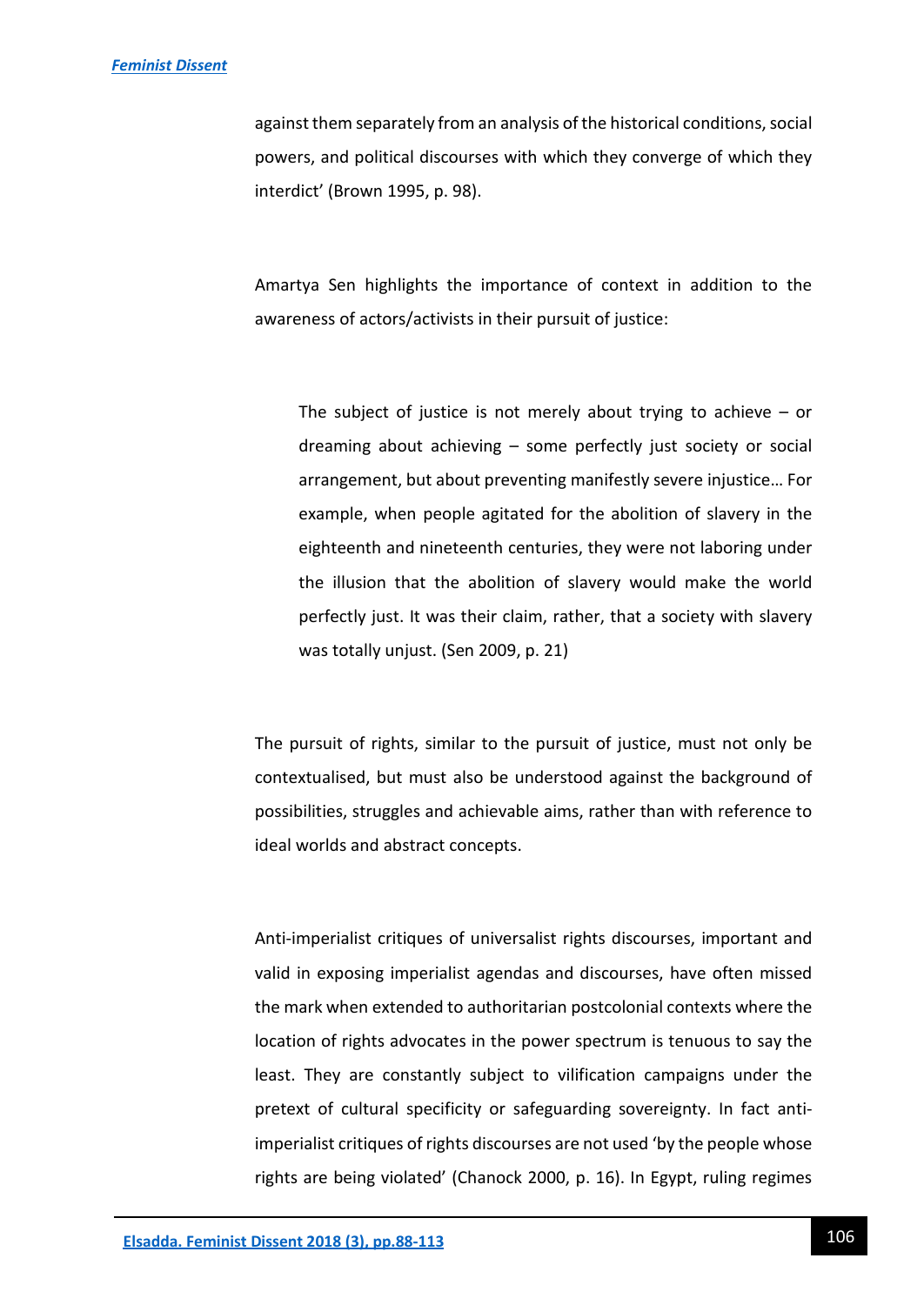against them separately from an analysis of the historical conditions, social powers, and political discourses with which they converge of which they interdict' (Brown 1995, p. 98).

Amartya Sen highlights the importance of context in addition to the awareness of actors/activists in their pursuit of justice:

> The subject of justice is not merely about trying to achieve – or dreaming about achieving – some perfectly just society or social arrangement, but about preventing manifestly severe injustice… For example, when people agitated for the abolition of slavery in the eighteenth and nineteenth centuries, they were not laboring under the illusion that the abolition of slavery would make the world perfectly just. It was their claim, rather, that a society with slavery was totally unjust. (Sen 2009, p. 21)

The pursuit of rights, similar to the pursuit of justice, must not only be contextualised, but must also be understood against the background of possibilities, struggles and achievable aims, rather than with reference to ideal worlds and abstract concepts.

Anti-imperialist critiques of universalist rights discourses, important and valid in exposing imperialist agendas and discourses, have often missed the mark when extended to authoritarian postcolonial contexts where the location of rights advocates in the power spectrum is tenuous to say the least. They are constantly subject to vilification campaigns under the pretext of cultural specificity or safeguarding sovereignty. In fact anti-imperialist critiques of rights discourses are not used 'by the people whose rights are being violated' (Chanock 2000, p. 16). In Egypt, ruling regimes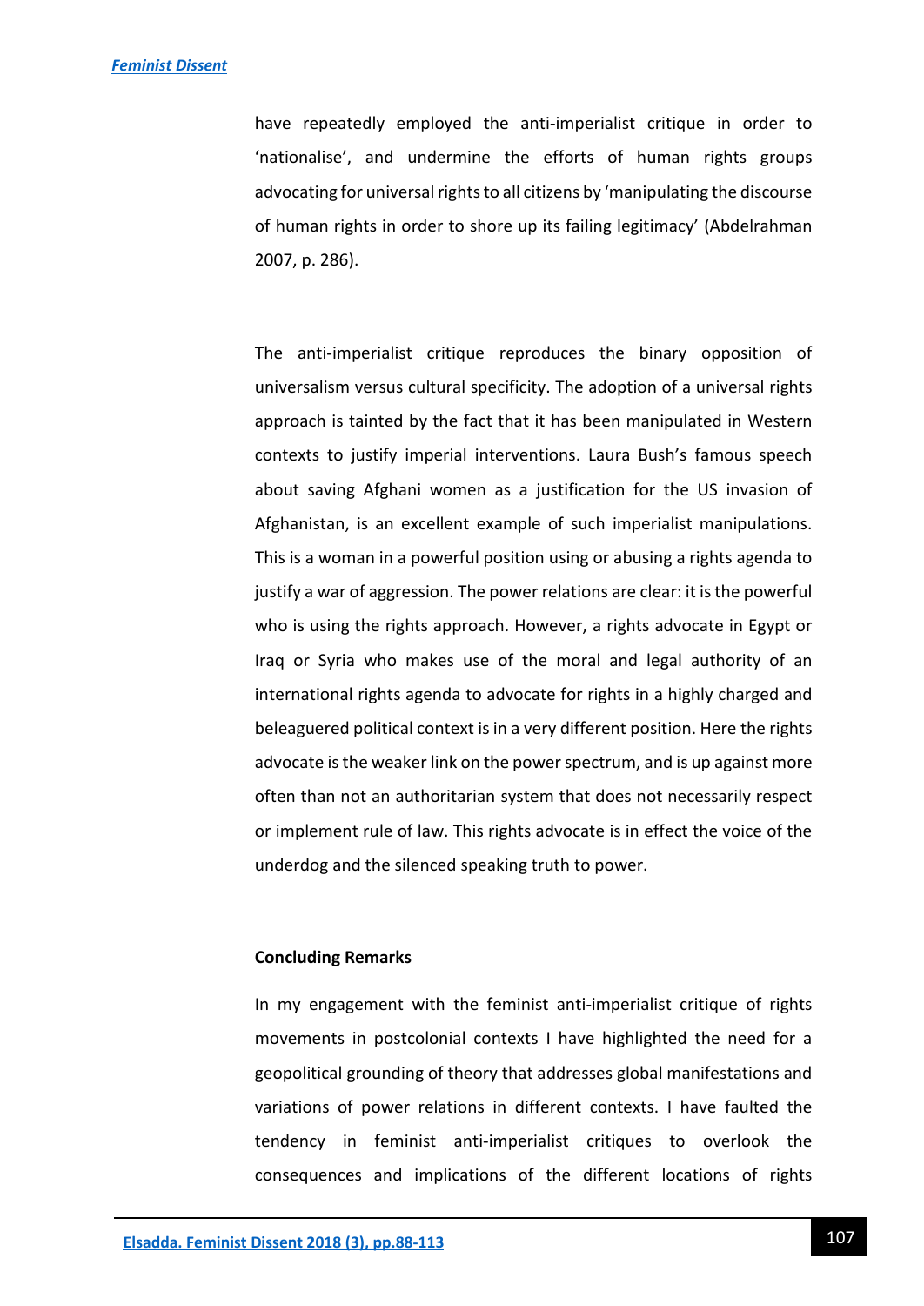have repeatedly employed the anti-imperialist critique in order to 'nationalise', and undermine the efforts of human rights groups advocating for universal rights to all citizens by 'manipulating the discourse of human rights in order to shore up its failing legitimacy' (Abdelrahman 2007, p. 286).

The anti-imperialist critique reproduces the binary opposition of universalism versus cultural specificity. The adoption of a universal rights approach is tainted by the fact that it has been manipulated in Western contexts to justify imperial interventions. Laura Bush's famous speech about saving Afghani women as a justification for the US invasion of Afghanistan, is an excellent example of such imperialist manipulations. This is a woman in a powerful position using or abusing a rights agenda to justify a war of aggression. The power relations are clear: it is the powerful who is using the rights approach. However, a rights advocate in Egypt or Iraq or Syria who makes use of the moral and legal authority of an international rights agenda to advocate for rights in a highly charged and beleaguered political context is in a very different position. Here the rights advocate is the weaker link on the power spectrum, and is up against more often than not an authoritarian system that does not necessarily respect or implement rule of law. This rights advocate is in effect the voice of the underdog and the silenced speaking truth to power.

**Concluding Remarks**

In my engagement with the feminist anti-imperialist critique of rights movements in postcolonial contexts I have highlighted the need for a geopolitical grounding of theory that addresses global manifestations and variations of power relations in different contexts. I have faulted the tendency in feminist anti-imperialist critiques to overlook the consequences and implications of the different locations of rights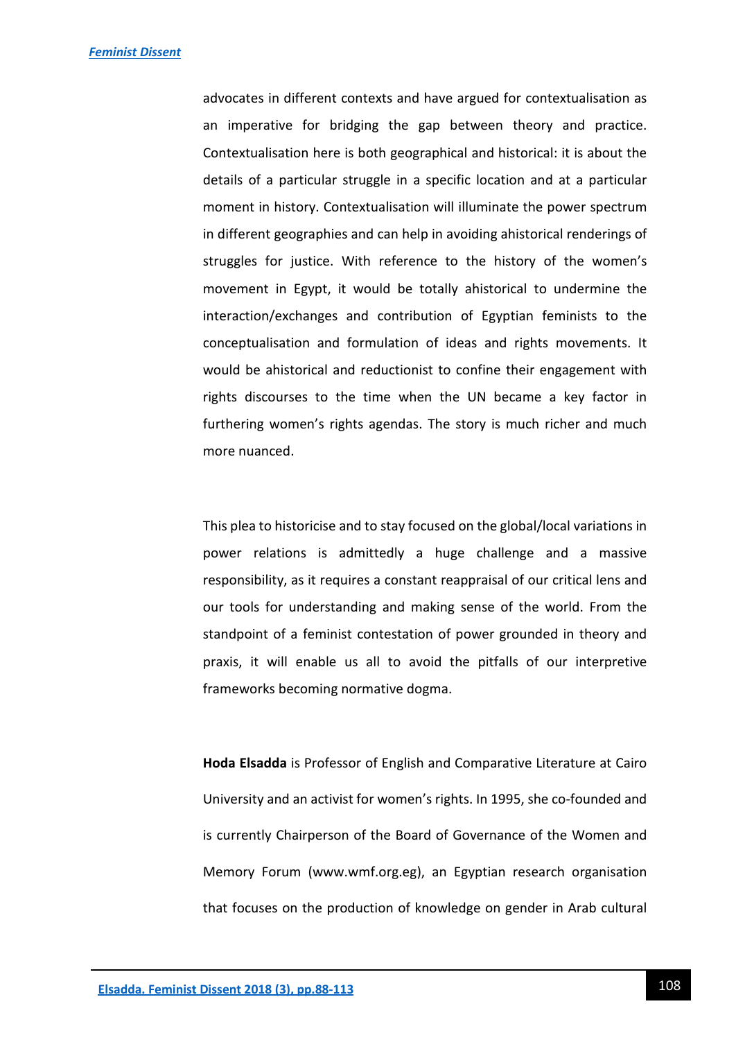advocates in different contexts and have argued for contextualisation as an imperative for bridging the gap between theory and practice. Contextualisation here is both geographical and historical: it is about the details of a particular struggle in a specific location and at a particular moment in history. Contextualisation will illuminate the power spectrum in different geographies and can help in avoiding ahistorical renderings of struggles for justice. With reference to the history of the women's movement in Egypt, it would be totally ahistorical to undermine the interaction/exchanges and contribution of Egyptian feminists to the conceptualisation and formulation of ideas and rights movements. It would be ahistorical and reductionist to confine their engagement with rights discourses to the time when the UN became a key factor in furthering women's rights agendas. The story is much richer and much more nuanced.

This plea to historicise and to stay focused on the global/local variations in power relations is admittedly a huge challenge and a massive responsibility, as it requires a constant reappraisal of our critical lens and our tools for understanding and making sense of the world. From the standpoint of a feminist contestation of power grounded in theory and praxis, it will enable us all to avoid the pitfalls of our interpretive frameworks becoming normative dogma.

**Hoda Elsadda** is Professor of English and Comparative Literature at Cairo University and an activist for women's rights. In 1995, she co-founded and is currently Chairperson of the Board of Governance of the Women and Memory Forum (www.wmf.org.eg), an Egyptian research organisation that focuses on the production of knowledge on gender in Arab cultural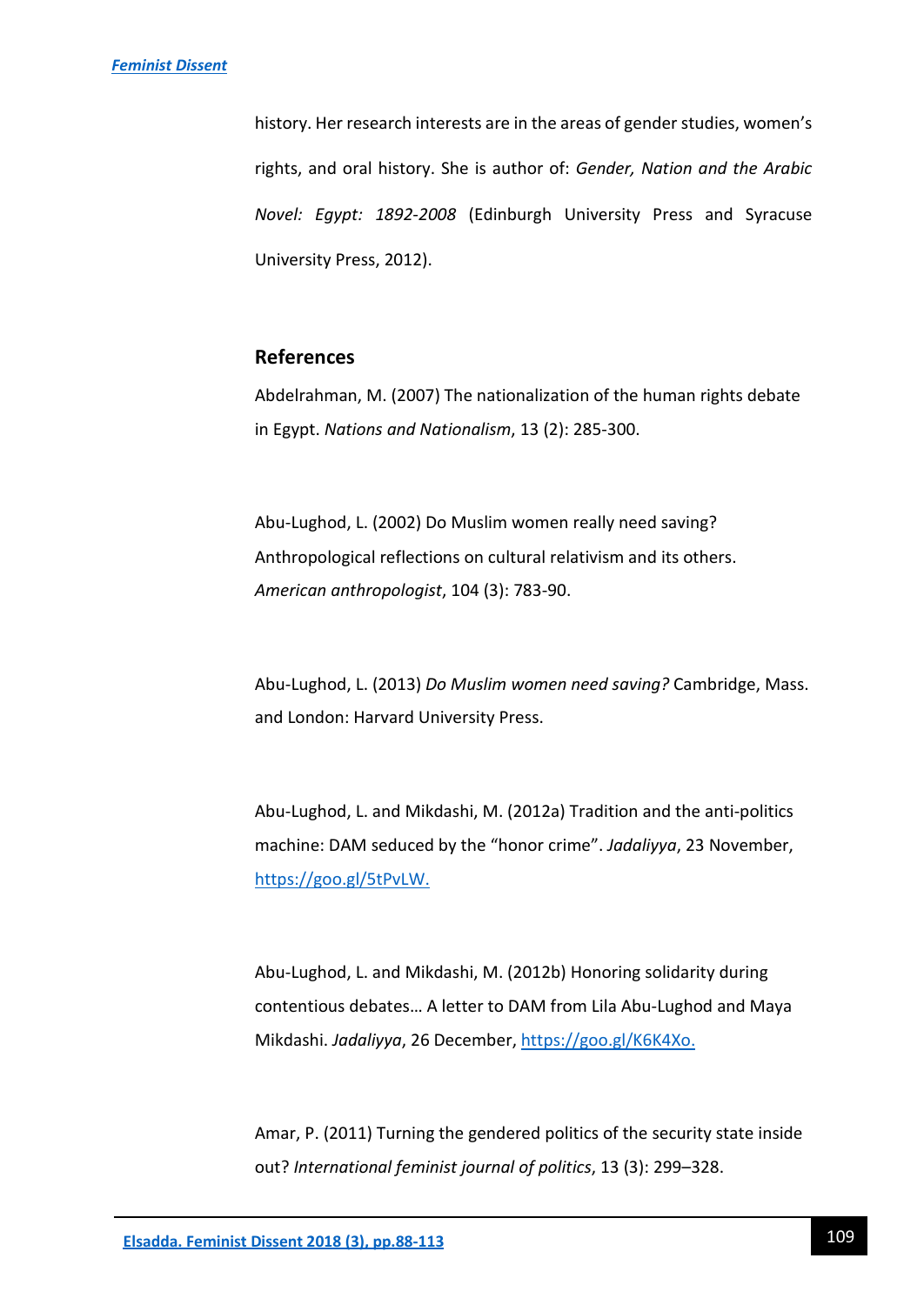history. Her research interests are in the areas of gender studies, women's rights, and oral history. She is author of: *Gender, Nation and the Arabic Novel: Egypt: 1892-2008* (Edinburgh University Press and Syracuse University Press, 2012).

## References

Abdelrahman, M. (2007) The nationalization of the human rights debate in Egypt. *Nations and Nationalism*, 13 (2): 285-300.

Abu-Lughod, L. (2002) Do Muslim women really need saving? Anthropological reflections on cultural relativism and its others. *American anthropologist*, 104 (3): 783-90.

Abu-Lughod, L. (2013) *Do Muslim women need saving?* Cambridge, Mass. and London: Harvard University Press.

Abu-Lughod, L. and Mikdashi, M. (2012a) Tradition and the anti-politics machine: DAM seduced by the "honor crime". *Jadaliyya*, 23 November, https://goo.gl/5tPvLW.

Abu-Lughod, L. and Mikdashi, M. (2012b) Honoring solidarity during contentious debates… A letter to DAM from Lila Abu-Lughod and Maya Mikdashi. *Jadaliyya*, 26 December, https://goo.gl/K6K4Xo.

Amar, P. (2011) Turning the gendered politics of the security state inside out? *International feminist journal of politics*, 13 (3): 299–328.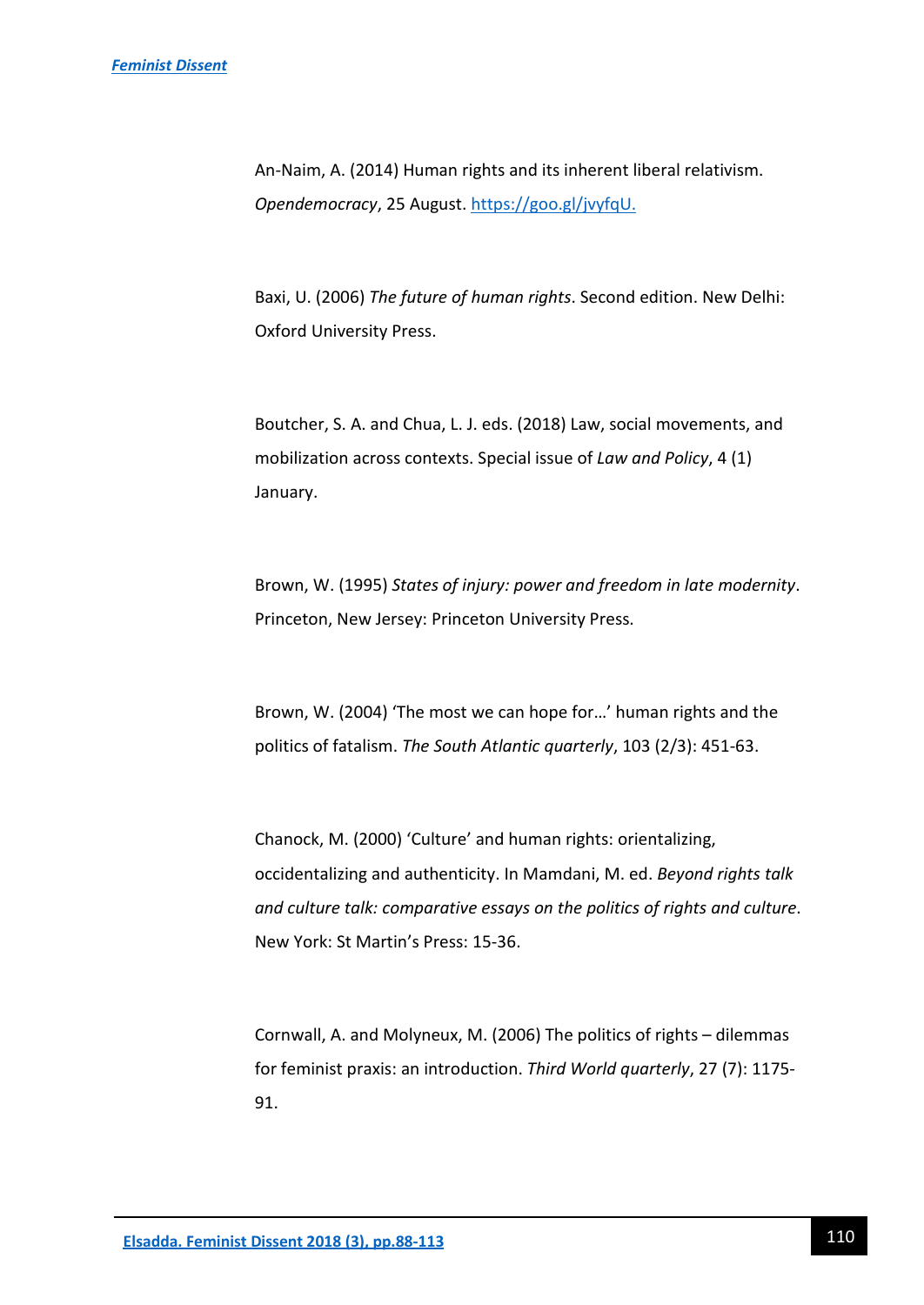An-Naim, A. (2014) Human rights and its inherent liberal relativism. *Opendemocracy*, 25 August. https://goo.gl/jvyfqU.

Baxi, U. (2006) *The future of human rights*. Second edition. New Delhi: Oxford University Press.

Boutcher, S. A. and Chua, L. J. eds. (2018) Law, social movements, and mobilization across contexts. Special issue of *Law and Policy*, 4 (1) January.

Brown, W. (1995) *States of injury: power and freedom in late modernity*. Princeton, New Jersey: Princeton University Press.

Brown, W. (2004) 'The most we can hope for…' human rights and the politics of fatalism. *The South Atlantic quarterly*, 103 (2/3): 451-63.

Chanock, M. (2000) 'Culture' and human rights: orientalizing, occidentalizing and authenticity. In Mamdani, M. ed. *Beyond rights talk and culture talk: comparative essays on the politics of rights and culture*. New York: St Martin's Press: 15-36.

Cornwall, A. and Molyneux, M. (2006) The politics of rights – dilemmas for feminist praxis: an introduction. *Third World quarterly*, 27 (7): 1175-91.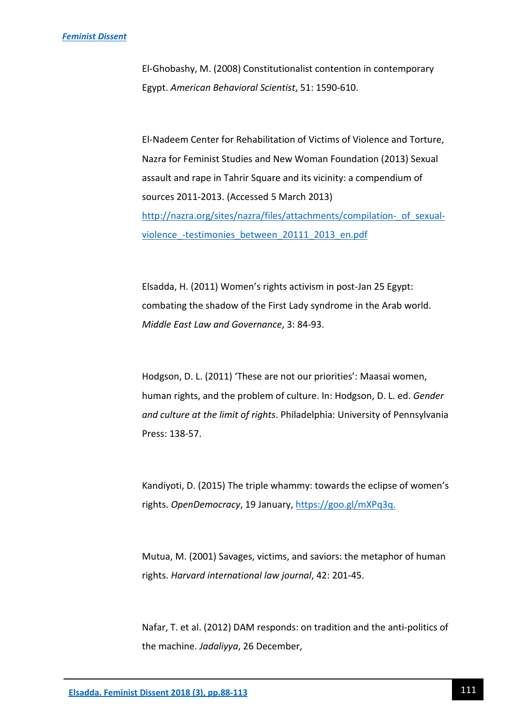El-Ghobashy, M. (2008) Constitutionalist contention in contemporary Egypt. *American Behavioral Scientist*, 51: 1590-610.

El-Nadeem Center for Rehabilitation of Victims of Violence and Torture, Nazra for Feminist Studies and New Woman Foundation (2013) Sexual assault and rape in Tahrir Square and its vicinity: a compendium of sources 2011-2013. (Accessed 5 March 2013) [http://nazra.org/sites/nazra/files/attachments/compilation-_of_sexual-violence_-testimonies_between_20111_2013_en.pdf](http://nazra.org/sites/nazra/files/attachments/compilation-_of_sexual-violence_-testimonies_between_20111_2013_en.pdf)

Elsadda, H. (2011) Women's rights activism in post-Jan 25 Egypt: combating the shadow of the First Lady syndrome in the Arab world. *Middle East Law and Governance*, 3: 84-93.

Hodgson, D. L. (2011) 'These are not our priorities': Maasai women, human rights, and the problem of culture. In: Hodgson, D. L. ed. *Gender and culture at the limit of rights*. Philadelphia: University of Pennsylvania Press: 138-57.

Kandiyoti, D. (2015) The triple whammy: towards the eclipse of women's rights. *OpenDemocracy*, 19 January, [https://goo.gl/mXPq3q.](https://goo.gl/mXPq3q)

Mutua, M. (2001) Savages, victims, and saviors: the metaphor of human rights. *Harvard international law journal*, 42: 201-45.

Nafar, T. et al. (2012) DAM responds: on tradition and the anti-politics of the machine. *Jadaliyya*, 26 December,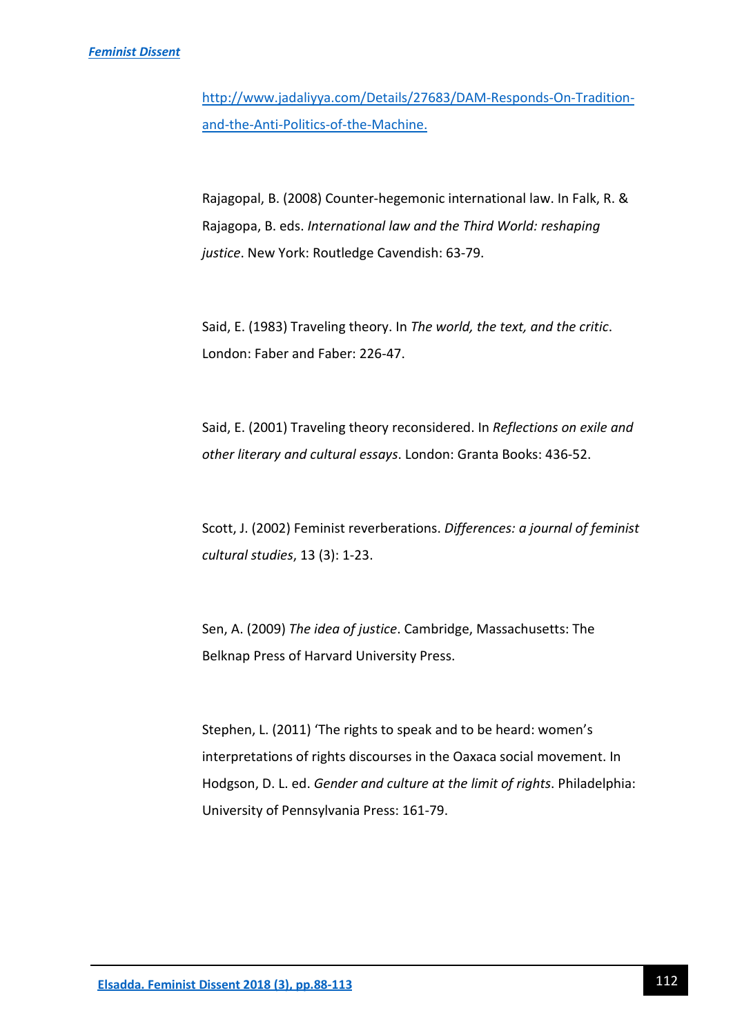http://www.jadaliyya.com/Details/27683/DAM-Responds-On-Tradition-and-the-Anti-Politics-of-the-Machine.

Rajagopal, B. (2008) Counter-hegemonic international law. In Falk, R. & Rajagopa, B. eds. *International law and the Third World: reshaping justice*. New York: Routledge Cavendish: 63-79.

Said, E. (1983) Traveling theory. In *The world, the text, and the critic*. London: Faber and Faber: 226-47.

Said, E. (2001) Traveling theory reconsidered. In *Reflections on exile and other literary and cultural essays*. London: Granta Books: 436-52.

Scott, J. (2002) Feminist reverberations. *Differences: a journal of feminist cultural studies*, 13 (3): 1-23.

Sen, A. (2009) *The idea of justice*. Cambridge, Massachusetts: The Belknap Press of Harvard University Press.

Stephen, L. (2011) 'The rights to speak and to be heard: women's interpretations of rights discourses in the Oaxaca social movement. In Hodgson, D. L. ed. *Gender and culture at the limit of rights*. Philadelphia: University of Pennsylvania Press: 161-79.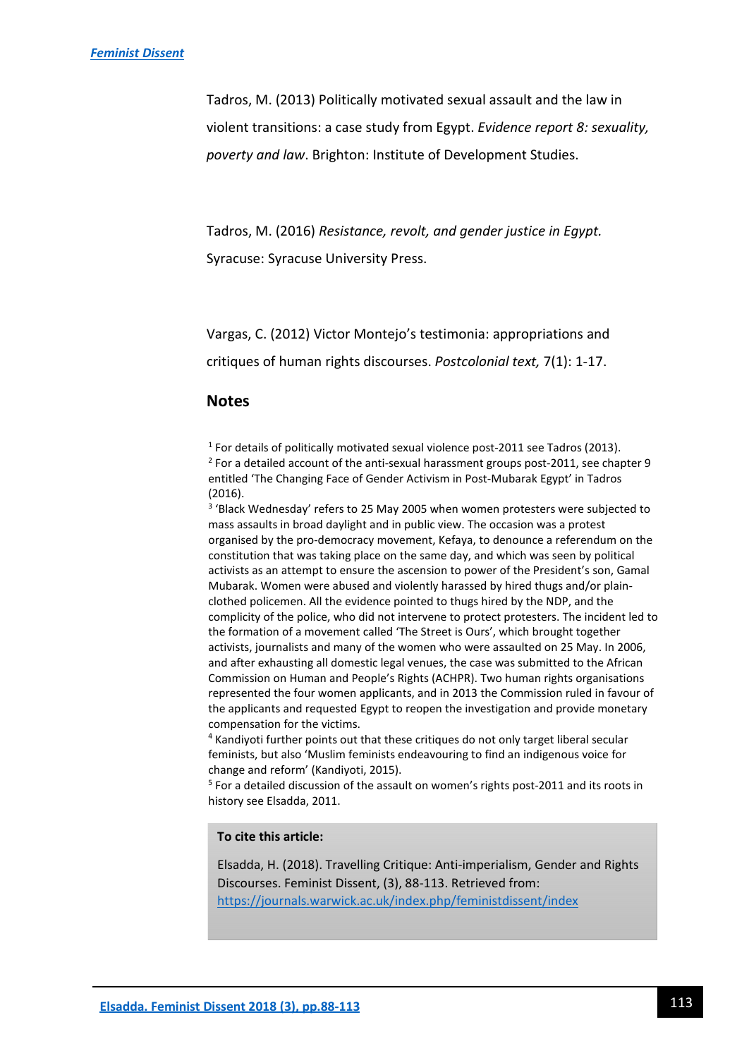Tadros, M. (2013) Politically motivated sexual assault and the law in violent transitions: a case study from Egypt. *Evidence report 8: sexuality, poverty and law*. Brighton: Institute of Development Studies.

Tadros, M. (2016) *Resistance, revolt, and gender justice in Egypt.* Syracuse: Syracuse University Press.

Vargas, C. (2012) Victor Montejo's testimonia: appropriations and critiques of human rights discourses. *Postcolonial text,* 7(1): 1-17.

## Notes

[1] For details of politically motivated sexual violence post-2011 see Tadros (2013).
[2] For a detailed account of the anti-sexual harassment groups post-2011, see chapter 9 entitled 'The Changing Face of Gender Activism in Post-Mubarak Egypt' in Tadros (2016).
[3] 'Black Wednesday' refers to 25 May 2005 when women protesters were subjected to mass assaults in broad daylight and in public view. The occasion was a protest organised by the pro-democracy movement, Kefaya, to denounce a referendum on the constitution that was taking place on the same day, and which was seen by political activists as an attempt to ensure the ascension to power of the President's son, Gamal Mubarak. Women were abused and violently harassed by hired thugs and/or plain-clothed policemen. All the evidence pointed to thugs hired by the NDP, and the complicity of the police, who did not intervene to protect protesters. The incident led to the formation of a movement called 'The Street is Ours', which brought together activists, journalists and many of the women who were assaulted on 25 May. In 2006, and after exhausting all domestic legal venues, the case was submitted to the African Commission on Human and People's Rights (ACHPR). Two human rights organisations represented the four women applicants, and in 2013 the Commission ruled in favour of the applicants and requested Egypt to reopen the investigation and provide monetary compensation for the victims.
[4] Kandiyoti further points out that these critiques do not only target liberal secular feminists, but also 'Muslim feminists endeavouring to find an indigenous voice for change and reform' (Kandiyoti, 2015).
[5] For a detailed discussion of the assault on women's rights post-2011 and its roots in history see Elsadda, 2011.

**To cite this article:**

Elsadda, H. (2018). Travelling Critique: Anti-imperialism, Gender and Rights Discourses. Feminist Dissent, (3), 88-113. Retrieved from: https://journals.warwick.ac.uk/index.php/feministdissent/index